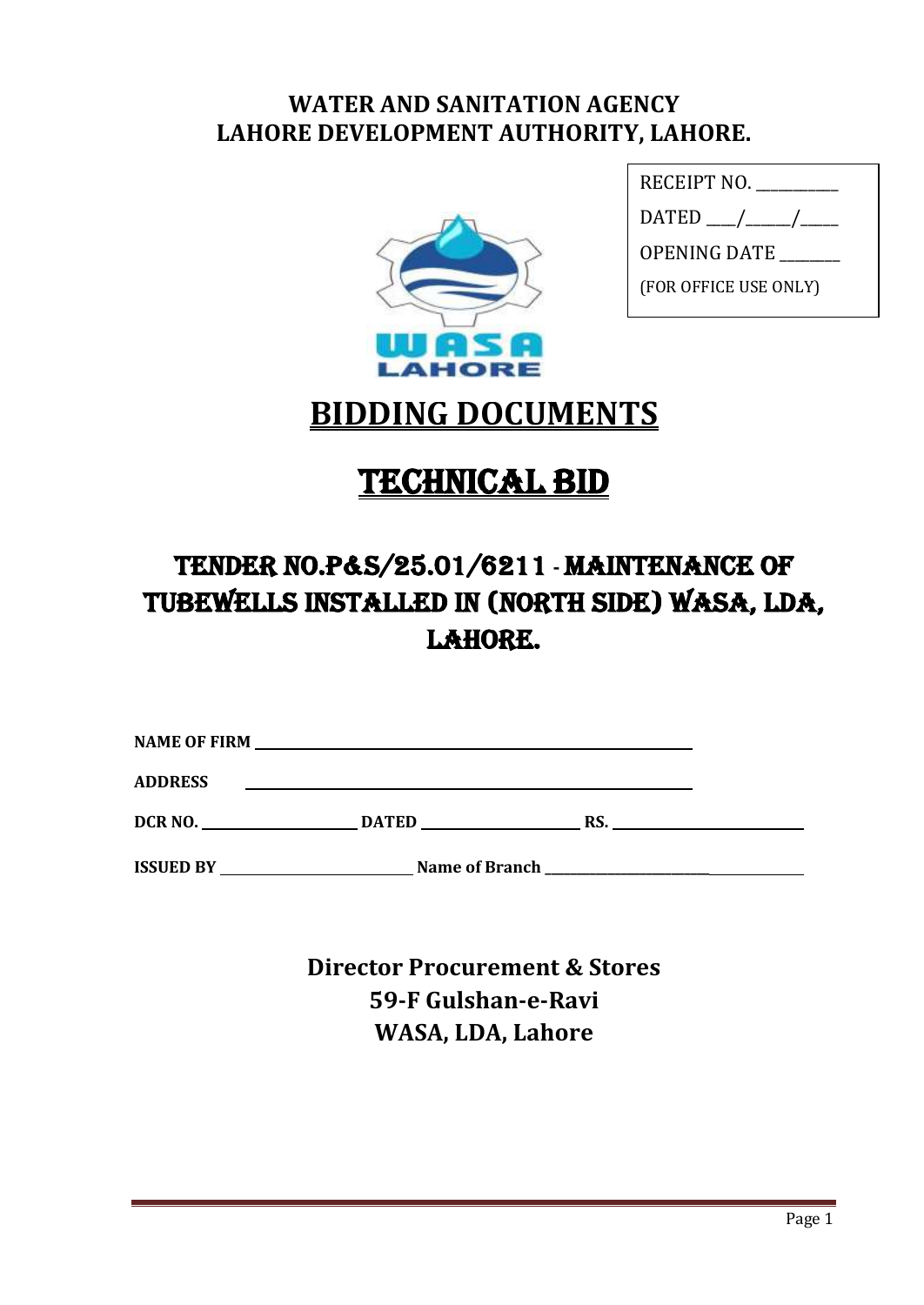**WATER AND SANITATION AGENCY**
**LAHORE DEVELOPMENT AUTHORITY, LAHORE.**

| RECEIPT NO. __________ |
|---|
| DATED ___/_____/_____ |
| OPENING DATE _______ |
| (FOR OFFICE USE ONLY) |

# BIDDING DOCUMENTS

# TECHNICAL BID

## TENDER NO.P&S/25.01/6211 - MAINTENANCE OF TUBEWELLS INSTALLED IN (NORTH SIDE) WASA, LDA, LAHORE.

**NAME OF FIRM** ______________________________________________

**ADDRESS** ______________________________________________

**DCR NO.** ____________________ **DATED** ____________________ **RS.** ________________________

**ISSUED BY** ________________________ **Name of Branch** ______________________________

**Director Procurement & Stores**
**59-F Gulshan-e-Ravi**
**WASA, LDA, Lahore**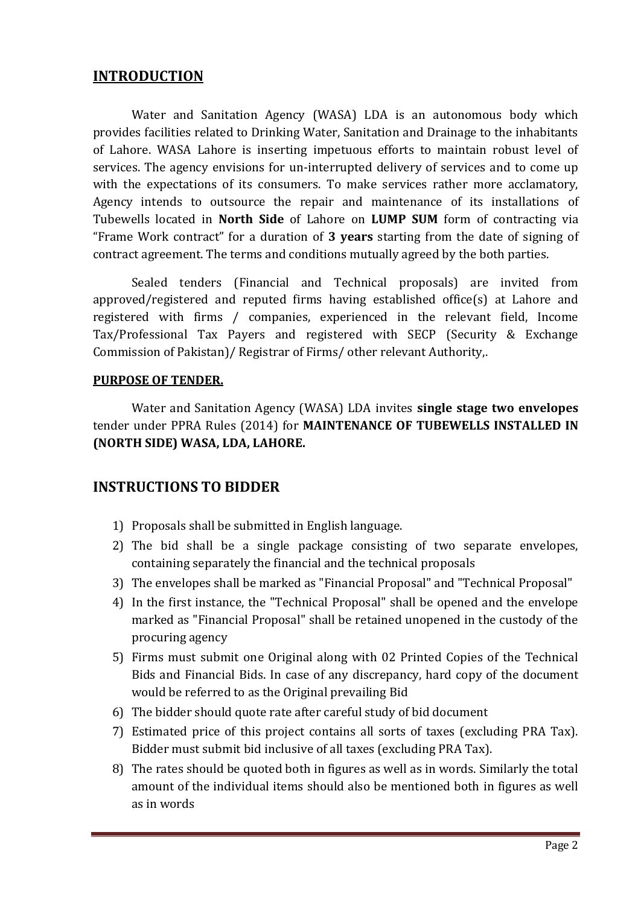## INTRODUCTION

Water and Sanitation Agency (WASA) LDA is an autonomous body which provides facilities related to Drinking Water, Sanitation and Drainage to the inhabitants of Lahore. WASA Lahore is inserting impetuous efforts to maintain robust level of services. The agency envisions for un-interrupted delivery of services and to come up with the expectations of its consumers. To make services rather more acclamatory, Agency intends to outsource the repair and maintenance of its installations of Tubewells located in **North Side** of Lahore on **LUMP SUM** form of contracting via "Frame Work contract" for a duration of **3 years** starting from the date of signing of contract agreement. The terms and conditions mutually agreed by the both parties.

Sealed tenders (Financial and Technical proposals) are invited from approved/registered and reputed firms having established office(s) at Lahore and registered with firms / companies, experienced in the relevant field, Income Tax/Professional Tax Payers and registered with SECP (Security & Exchange Commission of Pakistan)/ Registrar of Firms/ other relevant Authority,.

**PURPOSE OF TENDER.**

Water and Sanitation Agency (WASA) LDA invites **single stage two envelopes** tender under PPRA Rules (2014) for **MAINTENANCE OF TUBEWELLS INSTALLED IN (NORTH SIDE) WASA, LDA, LAHORE.**

## INSTRUCTIONS TO BIDDER

1) Proposals shall be submitted in English language.
2) The bid shall be a single package consisting of two separate envelopes, containing separately the financial and the technical proposals
3) The envelopes shall be marked as "Financial Proposal" and "Technical Proposal"
4) In the first instance, the "Technical Proposal" shall be opened and the envelope marked as "Financial Proposal" shall be retained unopened in the custody of the procuring agency
5) Firms must submit one Original along with 02 Printed Copies of the Technical Bids and Financial Bids. In case of any discrepancy, hard copy of the document would be referred to as the Original prevailing Bid
6) The bidder should quote rate after careful study of bid document
7) Estimated price of this project contains all sorts of taxes (excluding PRA Tax). Bidder must submit bid inclusive of all taxes (excluding PRA Tax).
8) The rates should be quoted both in figures as well as in words. Similarly the total amount of the individual items should also be mentioned both in figures as well as in words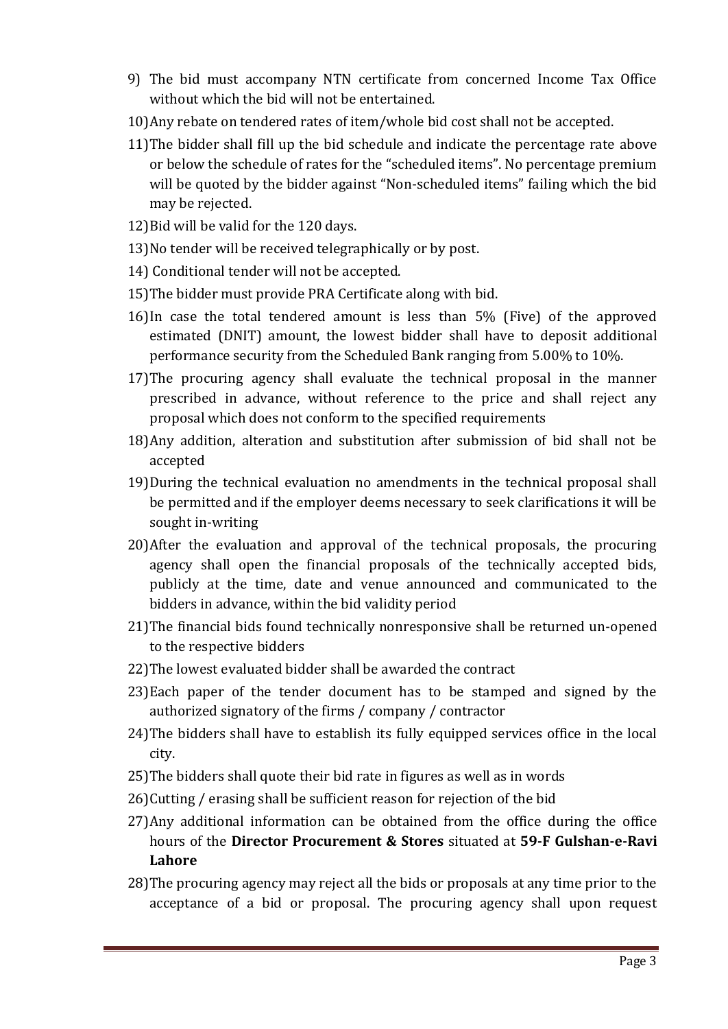9) The bid must accompany NTN certificate from concerned Income Tax Office without which the bid will not be entertained.
10) Any rebate on tendered rates of item/whole bid cost shall not be accepted.
11) The bidder shall fill up the bid schedule and indicate the percentage rate above or below the schedule of rates for the "scheduled items". No percentage premium will be quoted by the bidder against "Non-scheduled items" failing which the bid may be rejected.
12) Bid will be valid for the 120 days.
13) No tender will be received telegraphically or by post.
14) Conditional tender will not be accepted.
15) The bidder must provide PRA Certificate along with bid.
16) In case the total tendered amount is less than 5% (Five) of the approved estimated (DNIT) amount, the lowest bidder shall have to deposit additional performance security from the Scheduled Bank ranging from 5.00% to 10%.
17) The procuring agency shall evaluate the technical proposal in the manner prescribed in advance, without reference to the price and shall reject any proposal which does not conform to the specified requirements
18) Any addition, alteration and substitution after submission of bid shall not be accepted
19) During the technical evaluation no amendments in the technical proposal shall be permitted and if the employer deems necessary to seek clarifications it will be sought in-writing
20) After the evaluation and approval of the technical proposals, the procuring agency shall open the financial proposals of the technically accepted bids, publicly at the time, date and venue announced and communicated to the bidders in advance, within the bid validity period
21) The financial bids found technically nonresponsive shall be returned un-opened to the respective bidders
22) The lowest evaluated bidder shall be awarded the contract
23) Each paper of the tender document has to be stamped and signed by the authorized signatory of the firms / company / contractor
24) The bidders shall have to establish its fully equipped services office in the local city.
25) The bidders shall quote their bid rate in figures as well as in words
26) Cutting / erasing shall be sufficient reason for rejection of the bid
27) Any additional information can be obtained from the office during the office hours of the **Director Procurement & Stores** situated at **59-F Gulshan-e-Ravi Lahore**
28) The procuring agency may reject all the bids or proposals at any time prior to the acceptance of a bid or proposal. The procuring agency shall upon request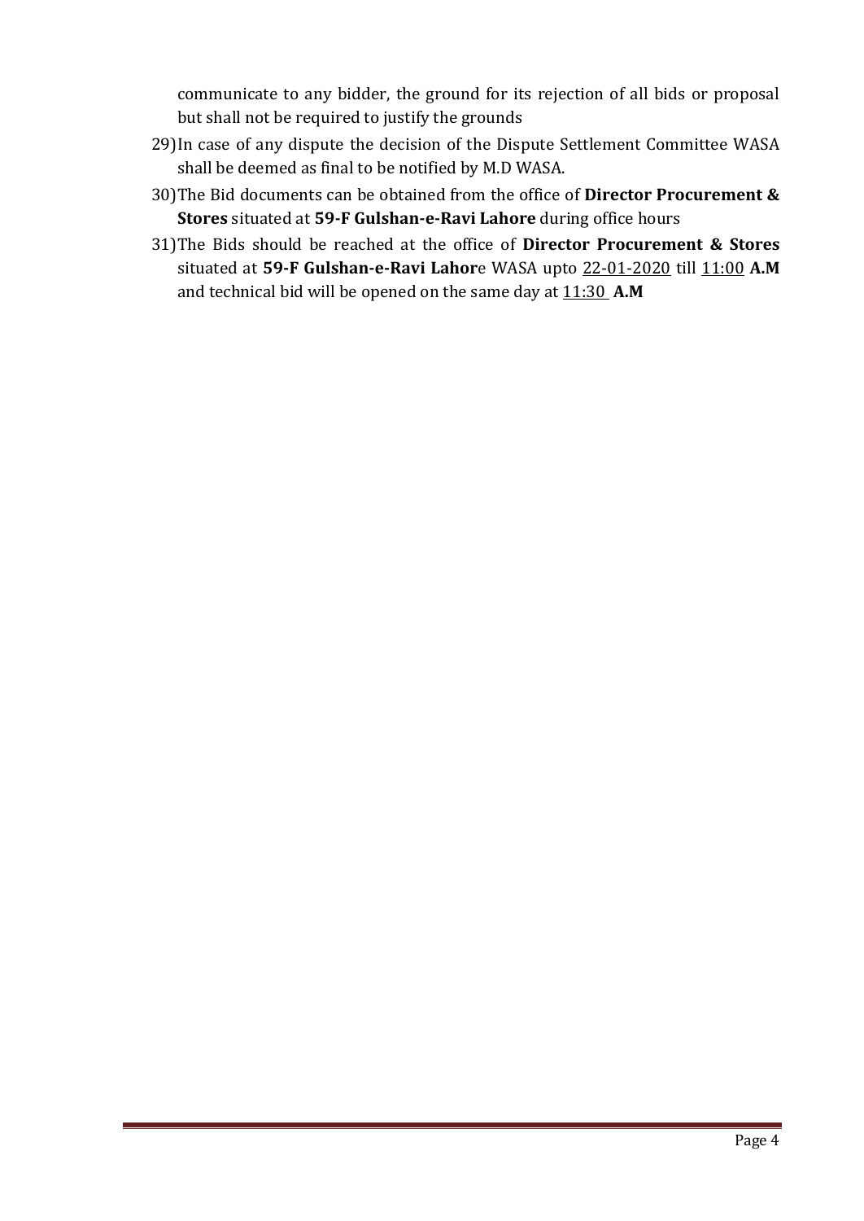communicate to any bidder, the ground for its rejection of all bids or proposal but shall not be required to justify the grounds

29) In case of any dispute the decision of the Dispute Settlement Committee WASA shall be deemed as final to be notified by M.D WASA.

30) The Bid documents can be obtained from the office of **Director Procurement & Stores** situated at **59-F Gulshan-e-Ravi Lahore** during office hours

31) The Bids should be reached at the office of **Director Procurement & Stores** situated at **59-F Gulshan-e-Ravi Lahor**e WASA upto 22-01-2020 till 11:00 **A.M** and technical bid will be opened on the same day at 11:30 **A.M**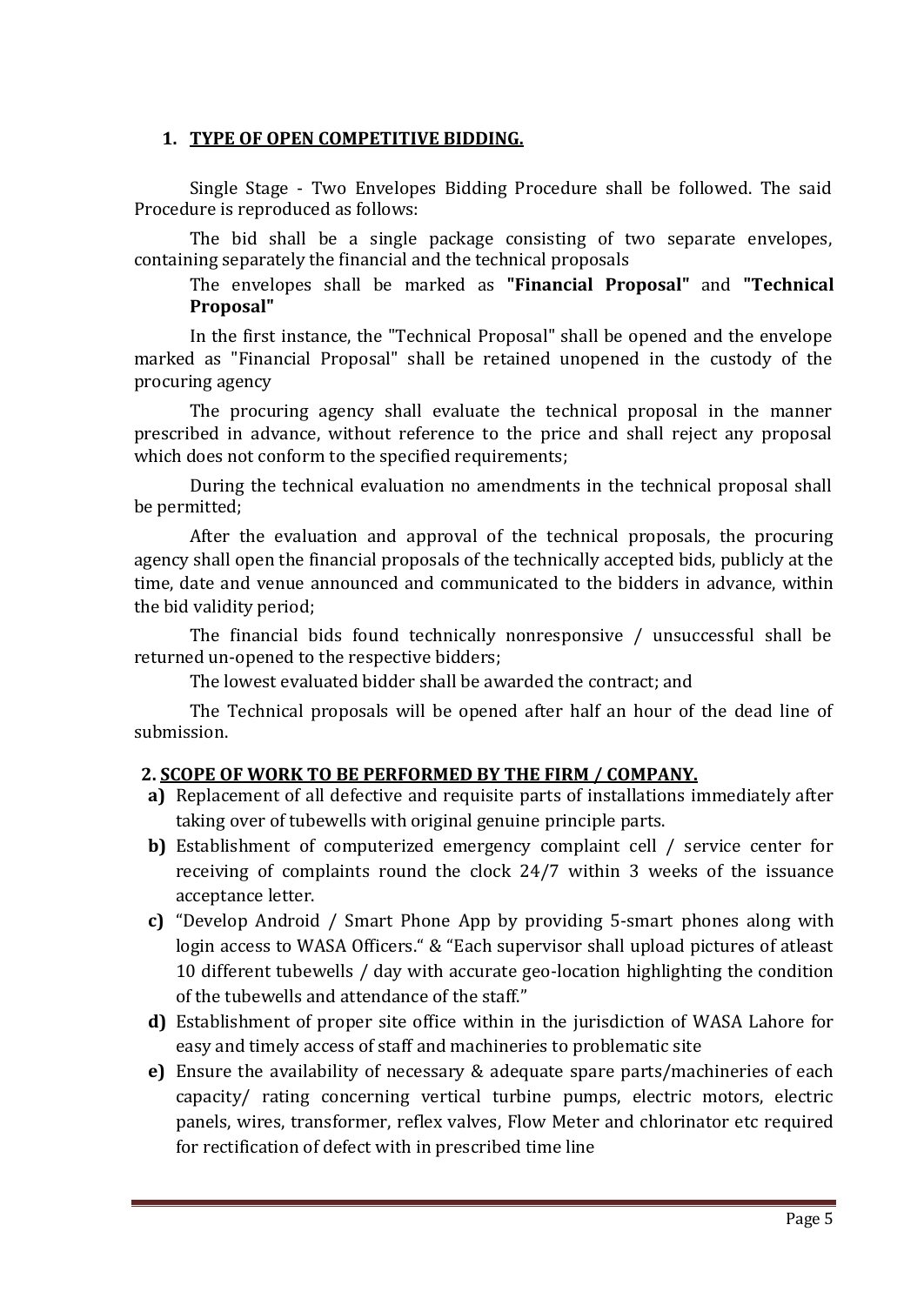## 1. TYPE OF OPEN COMPETITIVE BIDDING.

Single Stage - Two Envelopes Bidding Procedure shall be followed. The said Procedure is reproduced as follows:

The bid shall be a single package consisting of two separate envelopes, containing separately the financial and the technical proposals

The envelopes shall be marked as **"Financial Proposal"** and **"Technical Proposal"**

In the first instance, the "Technical Proposal" shall be opened and the envelope marked as "Financial Proposal" shall be retained unopened in the custody of the procuring agency

The procuring agency shall evaluate the technical proposal in the manner prescribed in advance, without reference to the price and shall reject any proposal which does not conform to the specified requirements;

During the technical evaluation no amendments in the technical proposal shall be permitted;

After the evaluation and approval of the technical proposals, the procuring agency shall open the financial proposals of the technically accepted bids, publicly at the time, date and venue announced and communicated to the bidders in advance, within the bid validity period;

The financial bids found technically nonresponsive / unsuccessful shall be returned un-opened to the respective bidders;

The lowest evaluated bidder shall be awarded the contract; and

The Technical proposals will be opened after half an hour of the dead line of submission.

## 2. SCOPE OF WORK TO BE PERFORMED BY THE FIRM / COMPANY.

- **a)** Replacement of all defective and requisite parts of installations immediately after taking over of tubewells with original genuine principle parts.
- **b)** Establishment of computerized emergency complaint cell / service center for receiving of complaints round the clock 24/7 within 3 weeks of the issuance acceptance letter.
- **c)** "Develop Android / Smart Phone App by providing 5-smart phones along with login access to WASA Officers." & "Each supervisor shall upload pictures of atleast 10 different tubewells / day with accurate geo-location highlighting the condition of the tubewells and attendance of the staff."
- **d)** Establishment of proper site office within in the jurisdiction of WASA Lahore for easy and timely access of staff and machineries to problematic site
- **e)** Ensure the availability of necessary & adequate spare parts/machineries of each capacity/ rating concerning vertical turbine pumps, electric motors, electric panels, wires, transformer, reflex valves, Flow Meter and chlorinator etc required for rectification of defect with in prescribed time line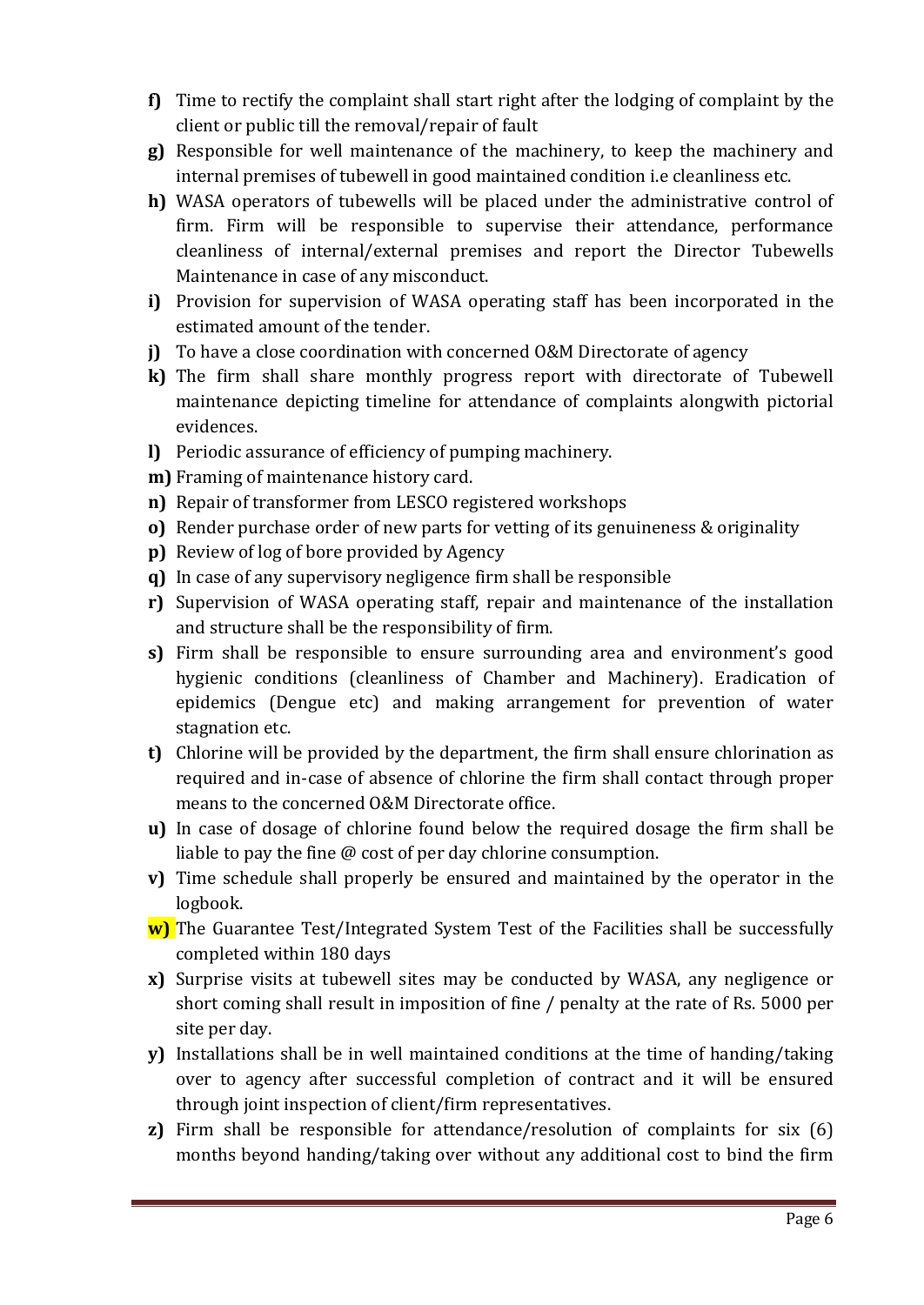- **f)** Time to rectify the complaint shall start right after the lodging of complaint by the client or public till the removal/repair of fault
- **g)** Responsible for well maintenance of the machinery, to keep the machinery and internal premises of tubewell in good maintained condition i.e cleanliness etc.
- **h)** WASA operators of tubewells will be placed under the administrative control of firm. Firm will be responsible to supervise their attendance, performance cleanliness of internal/external premises and report the Director Tubewells Maintenance in case of any misconduct.
- **i)** Provision for supervision of WASA operating staff has been incorporated in the estimated amount of the tender.
- **j)** To have a close coordination with concerned O&M Directorate of agency
- **k)** The firm shall share monthly progress report with directorate of Tubewell maintenance depicting timeline for attendance of complaints alongwith pictorial evidences.
- **l)** Periodic assurance of efficiency of pumping machinery.
- **m)** Framing of maintenance history card.
- **n)** Repair of transformer from LESCO registered workshops
- **o)** Render purchase order of new parts for vetting of its genuineness & originality
- **p)** Review of log of bore provided by Agency
- **q)** In case of any supervisory negligence firm shall be responsible
- **r)** Supervision of WASA operating staff, repair and maintenance of the installation and structure shall be the responsibility of firm.
- **s)** Firm shall be responsible to ensure surrounding area and environment's good hygienic conditions (cleanliness of Chamber and Machinery). Eradication of epidemics (Dengue etc) and making arrangement for prevention of water stagnation etc.
- **t)** Chlorine will be provided by the department, the firm shall ensure chlorination as required and in-case of absence of chlorine the firm shall contact through proper means to the concerned O&M Directorate office.
- **u)** In case of dosage of chlorine found below the required dosage the firm shall be liable to pay the fine @ cost of per day chlorine consumption.
- **v)** Time schedule shall properly be ensured and maintained by the operator in the logbook.
- **w)** The Guarantee Test/Integrated System Test of the Facilities shall be successfully completed within 180 days
- **x)** Surprise visits at tubewell sites may be conducted by WASA, any negligence or short coming shall result in imposition of fine / penalty at the rate of Rs. 5000 per site per day.
- **y)** Installations shall be in well maintained conditions at the time of handing/taking over to agency after successful completion of contract and it will be ensured through joint inspection of client/firm representatives.
- **z)** Firm shall be responsible for attendance/resolution of complaints for six (6) months beyond handing/taking over without any additional cost to bind the firm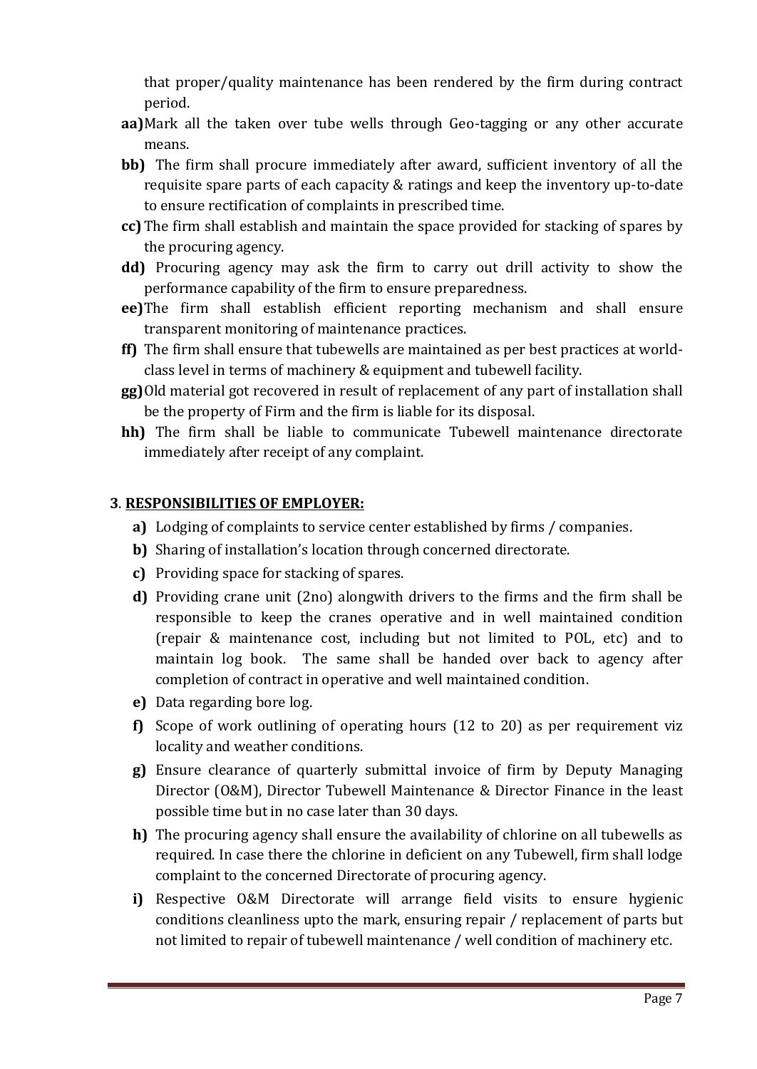that proper/quality maintenance has been rendered by the firm during contract period.

- **aa)** Mark all the taken over tube wells through Geo-tagging or any other accurate means.
- **bb)** The firm shall procure immediately after award, sufficient inventory of all the requisite spare parts of each capacity & ratings and keep the inventory up-to-date to ensure rectification of complaints in prescribed time.
- **cc)** The firm shall establish and maintain the space provided for stacking of spares by the procuring agency.
- **dd)** Procuring agency may ask the firm to carry out drill activity to show the performance capability of the firm to ensure preparedness.
- **ee)** The firm shall establish efficient reporting mechanism and shall ensure transparent monitoring of maintenance practices.
- **ff)** The firm shall ensure that tubewells are maintained as per best practices at world-class level in terms of machinery & equipment and tubewell facility.
- **gg)** Old material got recovered in result of replacement of any part of installation shall be the property of Firm and the firm is liable for its disposal.
- **hh)** The firm shall be liable to communicate Tubewell maintenance directorate immediately after receipt of any complaint.

## 3. <u>RESPONSIBILITIES OF EMPLOYER:</u>

- **a)** Lodging of complaints to service center established by firms / companies.
- **b)** Sharing of installation's location through concerned directorate.
- **c)** Providing space for stacking of spares.
- **d)** Providing crane unit (2no) alongwith drivers to the firms and the firm shall be responsible to keep the cranes operative and in well maintained condition (repair & maintenance cost, including but not limited to POL, etc) and to maintain log book. The same shall be handed over back to agency after completion of contract in operative and well maintained condition.
- **e)** Data regarding bore log.
- **f)** Scope of work outlining of operating hours (12 to 20) as per requirement viz locality and weather conditions.
- **g)** Ensure clearance of quarterly submittal invoice of firm by Deputy Managing Director (O&M), Director Tubewell Maintenance & Director Finance in the least possible time but in no case later than 30 days.
- **h)** The procuring agency shall ensure the availability of chlorine on all tubewells as required. In case there the chlorine in deficient on any Tubewell, firm shall lodge complaint to the concerned Directorate of procuring agency.
- **i)** Respective O&M Directorate will arrange field visits to ensure hygienic conditions cleanliness upto the mark, ensuring repair / replacement of parts but not limited to repair of tubewell maintenance / well condition of machinery etc.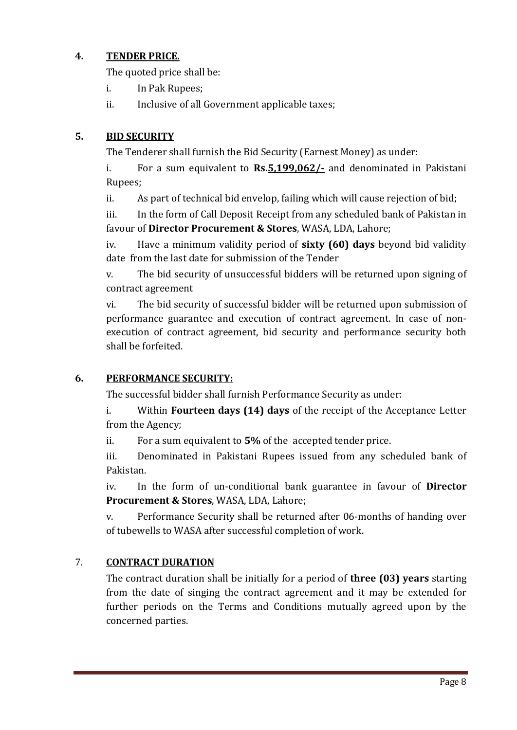## 4. <u>TENDER PRICE.</u>

The quoted price shall be:

i. In Pak Rupees;

ii. Inclusive of all Government applicable taxes;

## 5. <u>BID SECURITY</u>

The Tenderer shall furnish the Bid Security (Earnest Money) as under:

i. For a sum equivalent to **Rs.<u>5,199,062/-</u>** and denominated in Pakistani Rupees;

ii. As part of technical bid envelop, failing which will cause rejection of bid;

iii. In the form of Call Deposit Receipt from any scheduled bank of Pakistan in favour of **Director Procurement & Stores**, WASA, LDA, Lahore;

iv. Have a minimum validity period of **sixty (60) days** beyond bid validity date from the last date for submission of the Tender

v. The bid security of unsuccessful bidders will be returned upon signing of contract agreement

vi. The bid security of successful bidder will be returned upon submission of performance guarantee and execution of contract agreement. In case of non-execution of contract agreement, bid security and performance security both shall be forfeited.

## 6. <u>PERFORMANCE SECURITY:</u>

The successful bidder shall furnish Performance Security as under:

i. Within **Fourteen days (14) days** of the receipt of the Acceptance Letter from the Agency;

ii. For a sum equivalent to **5%** of the accepted tender price.

iii. Denominated in Pakistani Rupees issued from any scheduled bank of Pakistan.

iv. In the form of un-conditional bank guarantee in favour of **Director Procurement & Stores**, WASA, LDA, Lahore;

v. Performance Security shall be returned after 06-months of handing over of tubewells to WASA after successful completion of work.

## 7. <u>CONTRACT DURATION</u>

The contract duration shall be initially for a period of **three (03) years** starting from the date of singing the contract agreement and it may be extended for further periods on the Terms and Conditions mutually agreed upon by the concerned parties.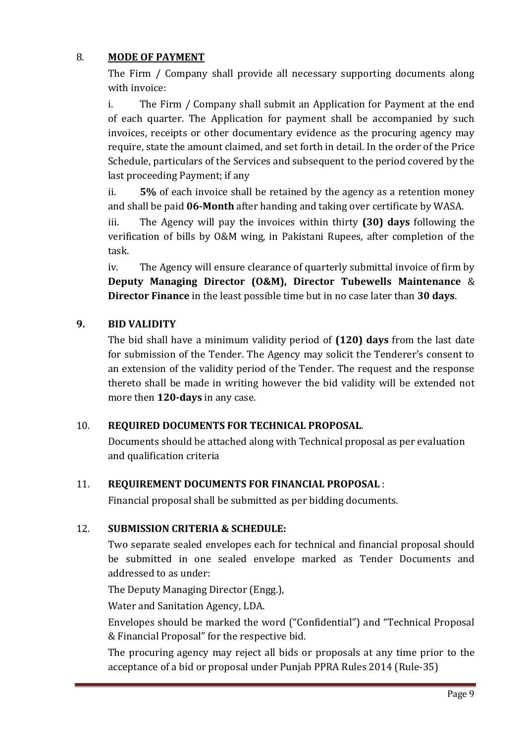## 8. MODE OF PAYMENT

The Firm / Company shall provide all necessary supporting documents along with invoice:

i. The Firm / Company shall submit an Application for Payment at the end of each quarter. The Application for payment shall be accompanied by such invoices, receipts or other documentary evidence as the procuring agency may require, state the amount claimed, and set forth in detail. In the order of the Price Schedule, particulars of the Services and subsequent to the period covered by the last proceeding Payment; if any

ii. **5%** of each invoice shall be retained by the agency as a retention money and shall be paid **06-Month** after handing and taking over certificate by WASA.

iii. The Agency will pay the invoices within thirty **(30) days** following the verification of bills by O&M wing, in Pakistani Rupees, after completion of the task.

iv. The Agency will ensure clearance of quarterly submittal invoice of firm by **Deputy Managing Director (O&M), Director Tubewells Maintenance** & **Director Finance** in the least possible time but in no case later than **30 days**.

## 9. BID VALIDITY

The bid shall have a minimum validity period of **(120) days** from the last date for submission of the Tender. The Agency may solicit the Tenderer's consent to an extension of the validity period of the Tender. The request and the response thereto shall be made in writing however the bid validity will be extended not more then **120-days** in any case.

## 10. REQUIRED DOCUMENTS FOR TECHNICAL PROPOSAL.

Documents should be attached along with Technical proposal as per evaluation and qualification criteria

## 11. REQUIREMENT DOCUMENTS FOR FINANCIAL PROPOSAL :

Financial proposal shall be submitted as per bidding documents.

## 12. SUBMISSION CRITERIA & SCHEDULE:

Two separate sealed envelopes each for technical and financial proposal should be submitted in one sealed envelope marked as Tender Documents and addressed to as under:

The Deputy Managing Director (Engg.),

Water and Sanitation Agency, LDA.

Envelopes should be marked the word ("Confidential") and "Technical Proposal & Financial Proposal" for the respective bid.

The procuring agency may reject all bids or proposals at any time prior to the acceptance of a bid or proposal under Punjab PPRA Rules 2014 (Rule-35)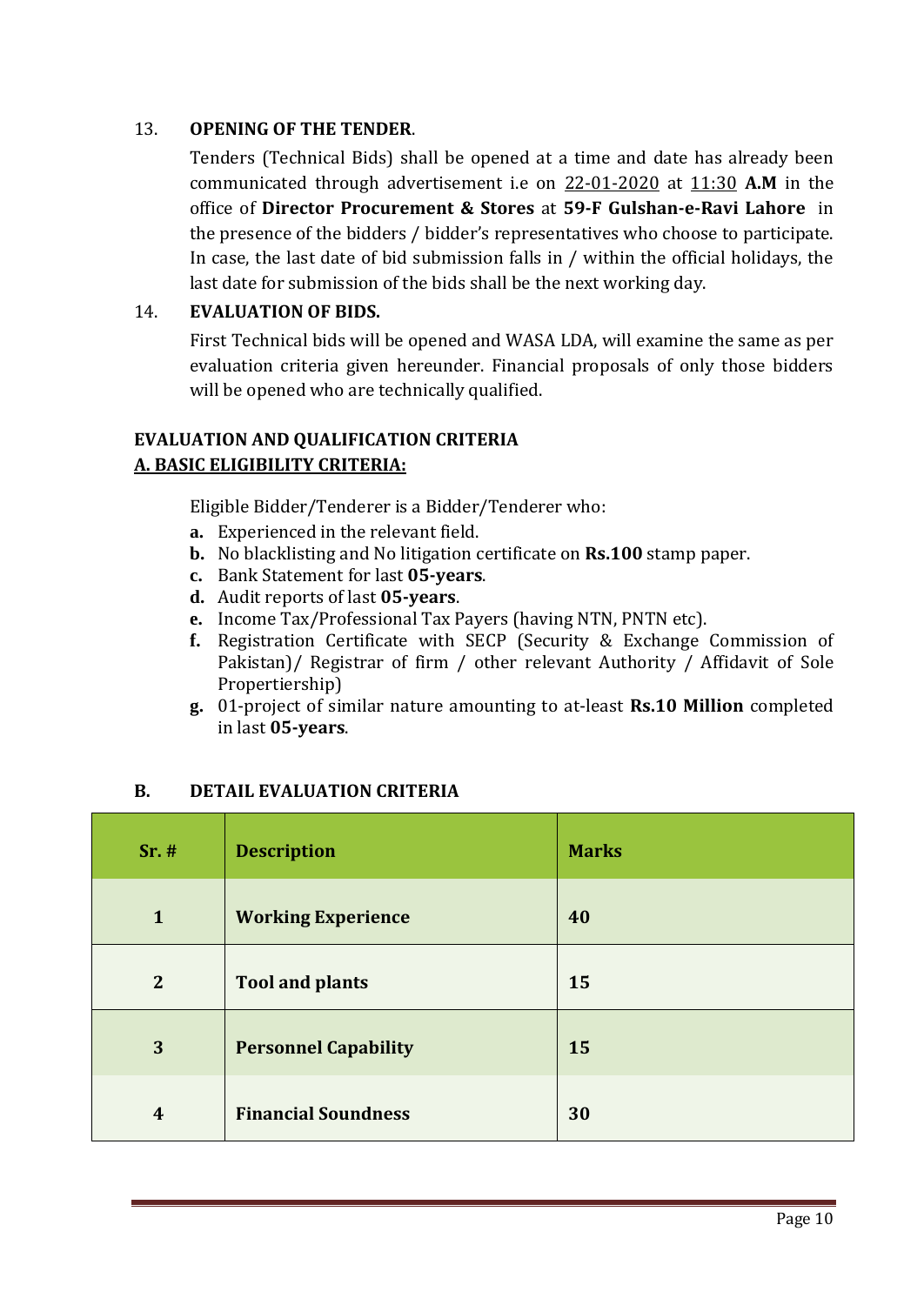13. **OPENING OF THE TENDER**.

Tenders (Technical Bids) shall be opened at a time and date has already been communicated through advertisement i.e on 22-01-2020 at 11:30 **A.M** in the office of **Director Procurement & Stores** at **59-F Gulshan-e-Ravi Lahore** in the presence of the bidders / bidder's representatives who choose to participate. In case, the last date of bid submission falls in / within the official holidays, the last date for submission of the bids shall be the next working day.

14. **EVALUATION OF BIDS.**

First Technical bids will be opened and WASA LDA, will examine the same as per evaluation criteria given hereunder. Financial proposals of only those bidders will be opened who are technically qualified.

**EVALUATION AND QUALIFICATION CRITERIA**

**A. BASIC ELIGIBILITY CRITERIA:**

Eligible Bidder/Tenderer is a Bidder/Tenderer who:

- **a.** Experienced in the relevant field.
- **b.** No blacklisting and No litigation certificate on **Rs.100** stamp paper.
- **c.** Bank Statement for last **05-years**.
- **d.** Audit reports of last **05-years**.
- **e.** Income Tax/Professional Tax Payers (having NTN, PNTN etc).
- **f.** Registration Certificate with SECP (Security & Exchange Commission of Pakistan)/ Registrar of firm / other relevant Authority / Affidavit of Sole Propertiership)
- **g.** 01-project of similar nature amounting to at-least **Rs.10 Million** completed in last **05-years**.

**B. DETAIL EVALUATION CRITERIA**

| Sr. # | Description | Marks |
|---|---|---|
| 1 | **Working Experience** | **40** |
| 2 | **Tool and plants** | **15** |
| 3 | **Personnel Capability** | **15** |
| 4 | **Financial Soundness** | **30** |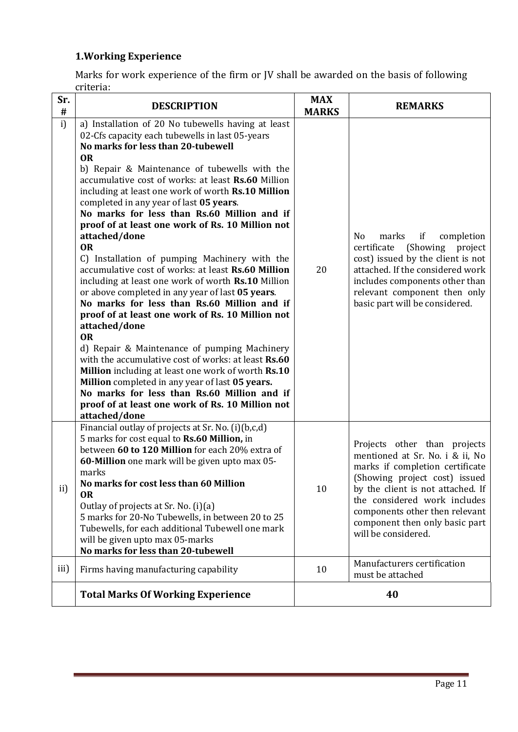## 1.Working Experience

Marks for work experience of the firm or JV shall be awarded on the basis of following criteria:

| Sr. # | DESCRIPTION | MAX MARKS | REMARKS |
|---|---|---|---|
| i) | a) Installation of 20 No tubewells having at least 02-Cfs capacity each tubewells in last 05-years<br>**No marks for less than 20-tubewell**<br>**OR**<br>b) Repair & Maintenance of tubewells with the accumulative cost of works: at least **Rs.60** Million including at least one work of worth **Rs.10 Million** completed in any year of last **05 years**.<br>**No marks for less than Rs.60 Million and if proof of at least one work of Rs. 10 Million not attached/done**<br>**OR**<br>C) Installation of pumping Machinery with the accumulative cost of works: at least **Rs.60 Million** including at least one work of worth **Rs.10** Million or above completed in any year of last **05 years**.<br>**No marks for less than Rs.60 Million and if proof of at least one work of Rs. 10 Million not attached/done**<br>**OR**<br>d) Repair & Maintenance of pumping Machinery with the accumulative cost of works: at least **Rs.60 Million** including at least one work of worth **Rs.10 Million** completed in any year of last **05 years.**<br>**No marks for less than Rs.60 Million and if proof of at least one work of Rs. 10 Million not attached/done** | 20 | No marks if completion certificate (Showing project cost) issued by the client is not attached. If the considered work includes components other than relevant component then only basic part will be considered. |
| ii) | Financial outlay of projects at Sr. No. (i)(b,c,d)<br>5 marks for cost equal to **Rs.60 Million,** in between **60 to 120 Million** for each 20% extra of **60-Million** one mark will be given upto max 05-marks<br>**No marks for cost less than 60 Million**<br>**OR**<br>Outlay of projects at Sr. No. (i)(a)<br>5 marks for 20-No Tubewells, in between 20 to 25 Tubewells, for each additional Tubewell one mark will be given upto max 05-marks<br>**No marks for less than 20-tubewell** | 10 | Projects other than projects mentioned at Sr. No. i & ii, No marks if completion certificate (Showing project cost) issued by the client is not attached. If the considered work includes components other then relevant component then only basic part will be considered. |
| iii) | Firms having manufacturing capability | 10 | Manufacturers certification must be attached |
| | **Total Marks Of Working Experience** | **40** | |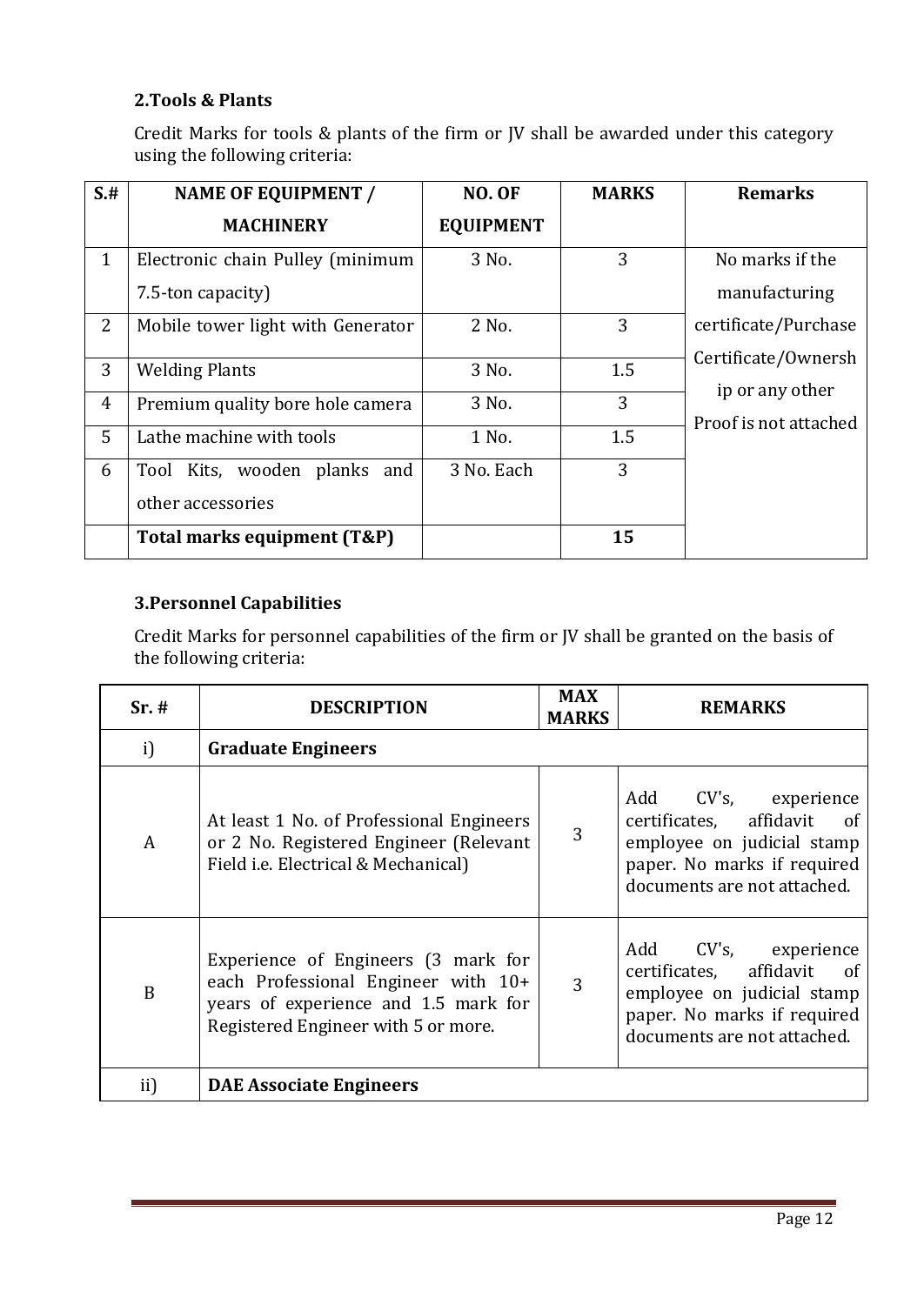## 2.Tools & Plants

Credit Marks for tools & plants of the firm or JV shall be awarded under this category using the following criteria:

| S.# | NAME OF EQUIPMENT / MACHINERY | NO. OF EQUIPMENT | MARKS | Remarks |
|---|---|---|---|---|
| 1 | Electronic chain Pulley (minimum 7.5-ton capacity) | 3 No. | 3 | No marks if the manufacturing certificate/Purchase Certificate/Ownership or any other Proof is not attached |
| 2 | Mobile tower light with Generator | 2 No. | 3 | |
| 3 | Welding Plants | 3 No. | 1.5 | |
| 4 | Premium quality bore hole camera | 3 No. | 3 | |
| 5 | Lathe machine with tools | 1 No. | 1.5 | |
| 6 | Tool Kits, wooden planks and other accessories | 3 No. Each | 3 | |
| | **Total marks equipment (T&P)** | | **15** | |

## 3.Personnel Capabilities

Credit Marks for personnel capabilities of the firm or JV shall be granted on the basis of the following criteria:

| Sr. # | DESCRIPTION | MAX MARKS | REMARKS |
|---|---|---|---|
| i) | **Graduate Engineers** | | |
| A | At least 1 No. of Professional Engineers or 2 No. Registered Engineer (Relevant Field i.e. Electrical & Mechanical) | 3 | Add CV's, experience certificates, affidavit of employee on judicial stamp paper. No marks if required documents are not attached. |
| B | Experience of Engineers (3 mark for each Professional Engineer with 10+ years of experience and 1.5 mark for Registered Engineer with 5 or more. | 3 | Add CV's, experience certificates, affidavit of employee on judicial stamp paper. No marks if required documents are not attached. |
| ii) | **DAE Associate Engineers** | | |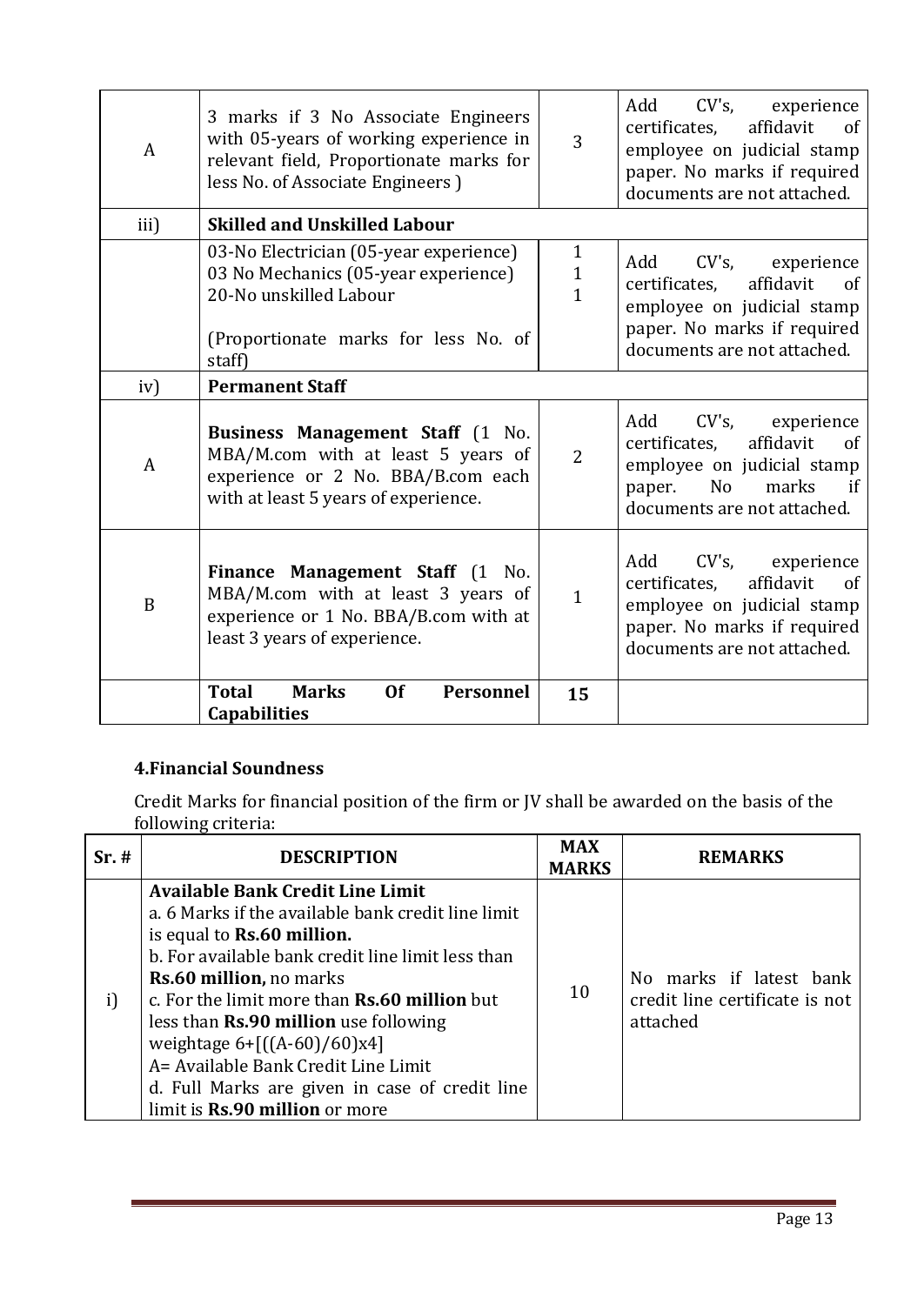| | | | |
|---|---|---|---|
| A | 3 marks if 3 No Associate Engineers with 05-years of working experience in relevant field, Proportionate marks for less No. of Associate Engineers ) | 3 | Add CV's, experience certificates, affidavit of employee on judicial stamp paper. No marks if required documents are not attached. |
| iii) | **Skilled and Unskilled Labour** | | |
| | 03-No Electrician (05-year experience)<br>03 No Mechanics (05-year experience)<br>20-No unskilled Labour<br><br>(Proportionate marks for less No. of staff) | 1<br>1<br>1 | Add CV's, experience certificates, affidavit of employee on judicial stamp paper. No marks if required documents are not attached. |
| iv) | **Permanent Staff** | | |
| A | **Business Management Staff** (1 No. MBA/M.com with at least 5 years of experience or 2 No. BBA/B.com each with at least 5 years of experience. | 2 | Add CV's, experience certificates, affidavit of employee on judicial stamp paper. No marks if documents are not attached. |
| B | **Finance Management Staff** (1 No. MBA/M.com with at least 3 years of experience or 1 No. BBA/B.com with at least 3 years of experience. | 1 | Add CV's, experience certificates, affidavit of employee on judicial stamp paper. No marks if required documents are not attached. |
| | **Total Marks Of Personnel Capabilities** | **15** | |

### 4.Financial Soundness

Credit Marks for financial position of the firm or JV shall be awarded on the basis of the following criteria:

| Sr. # | DESCRIPTION | MAX MARKS | REMARKS |
|---|---|---|---|
| i) | **Available Bank Credit Line Limit**<br>a. 6 Marks if the available bank credit line limit is equal to **Rs.60 million.**<br>b. For available bank credit line limit less than **Rs.60 million,** no marks<br>c. For the limit more than **Rs.60 million** but less than **Rs.90 million** use following weightage $6+[((A-60)/60)x4]$<br>A= Available Bank Credit Line Limit<br>d. Full Marks are given in case of credit line limit is **Rs.90 million** or more | 10 | No marks if latest bank credit line certificate is not attached |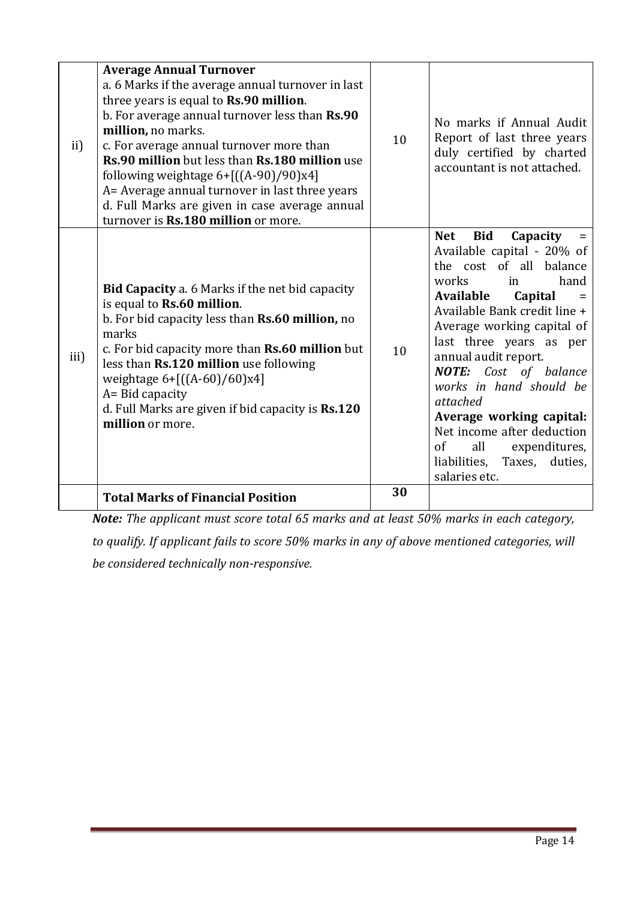| | | | |
|---|---|---|---|
| ii) | **Average Annual Turnover**<br>a. 6 Marks if the average annual turnover in last three years is equal to **Rs.90 million**.<br>b. For average annual turnover less than **Rs.90 million,** no marks.<br>c. For average annual turnover more than **Rs.90 million** but less than **Rs.180 million** use following weightage 6+[((A-90)/90)x4]<br>A= Average annual turnover in last three years<br>d. Full Marks are given in case average annual turnover is **Rs.180 million** or more. | 10 | No marks if Annual Audit Report of last three years duly certified by charted accountant is not attached. |
| iii) | **Bid Capacity** a. 6 Marks if the net bid capacity is equal to **Rs.60 million**.<br>b. For bid capacity less than **Rs.60 million,** no marks<br>c. For bid capacity more than **Rs.60 million** but less than **Rs.120 million** use following weightage 6+[((A-60)/60)x4]<br>A= Bid capacity<br>d. Full Marks are given if bid capacity is **Rs.120 million** or more. | 10 | **Net Bid Capacity** = Available capital - 20% of the cost of all balance works in hand<br>**Available Capital** = Available Bank credit line + Average working capital of last three years as per annual audit report.<br>***NOTE:*** *Cost of balance works in hand should be attached*<br>**Average working capital:** Net income after deduction of all expenditures, liabilities, Taxes, duties, salaries etc. |
| | **Total Marks of Financial Position** | **30** | |

***Note:*** *The applicant must score total 65 marks and at least 50% marks in each category, to qualify. If applicant fails to score 50% marks in any of above mentioned categories, will be considered technically non-responsive.*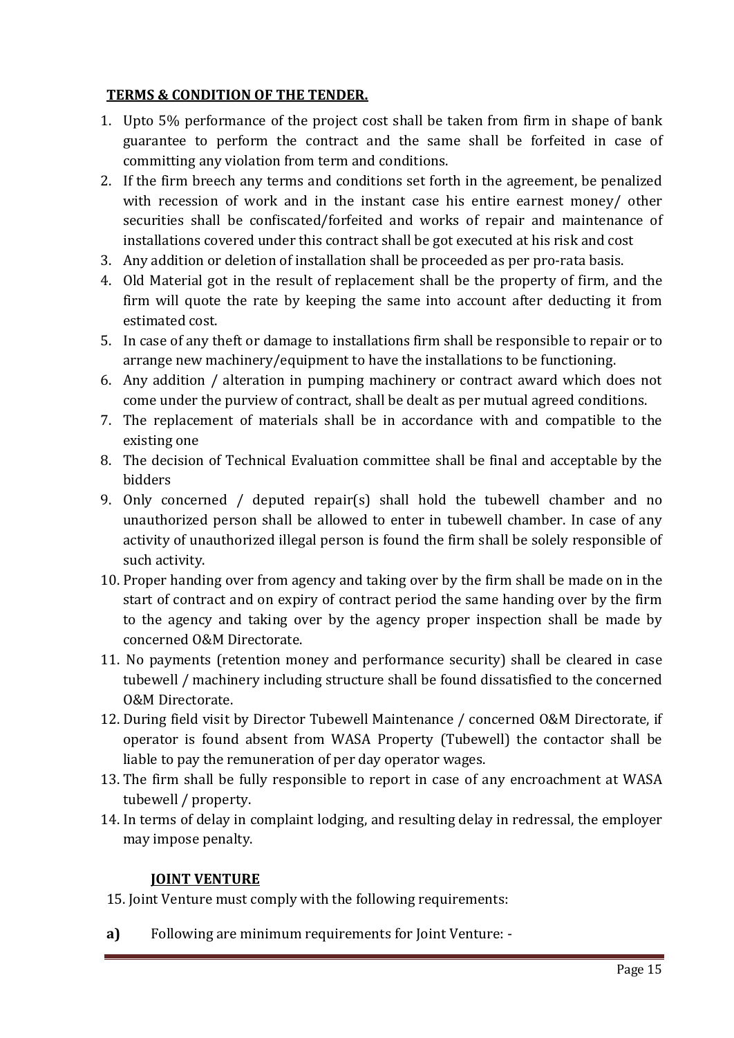## TERMS & CONDITION OF THE TENDER.

1. Upto 5% performance of the project cost shall be taken from firm in shape of bank guarantee to perform the contract and the same shall be forfeited in case of committing any violation from term and conditions.
2. If the firm breech any terms and conditions set forth in the agreement, be penalized with recession of work and in the instant case his entire earnest money/ other securities shall be confiscated/forfeited and works of repair and maintenance of installations covered under this contract shall be got executed at his risk and cost
3. Any addition or deletion of installation shall be proceeded as per pro-rata basis.
4. Old Material got in the result of replacement shall be the property of firm, and the firm will quote the rate by keeping the same into account after deducting it from estimated cost.
5. In case of any theft or damage to installations firm shall be responsible to repair or to arrange new machinery/equipment to have the installations to be functioning.
6. Any addition / alteration in pumping machinery or contract award which does not come under the purview of contract, shall be dealt as per mutual agreed conditions.
7. The replacement of materials shall be in accordance with and compatible to the existing one
8. The decision of Technical Evaluation committee shall be final and acceptable by the bidders
9. Only concerned / deputed repair(s) shall hold the tubewell chamber and no unauthorized person shall be allowed to enter in tubewell chamber. In case of any activity of unauthorized illegal person is found the firm shall be solely responsible of such activity.
10. Proper handing over from agency and taking over by the firm shall be made on in the start of contract and on expiry of contract period the same handing over by the firm to the agency and taking over by the agency proper inspection shall be made by concerned O&M Directorate.
11. No payments (retention money and performance security) shall be cleared in case tubewell / machinery including structure shall be found dissatisfied to the concerned O&M Directorate.
12. During field visit by Director Tubewell Maintenance / concerned O&M Directorate, if operator is found absent from WASA Property (Tubewell) the contactor shall be liable to pay the remuneration of per day operator wages.
13. The firm shall be fully responsible to report in case of any encroachment at WASA tubewell / property.
14. In terms of delay in complaint lodging, and resulting delay in redressal, the employer may impose penalty.

### JOINT VENTURE

15. Joint Venture must comply with the following requirements:

**a)** Following are minimum requirements for Joint Venture: -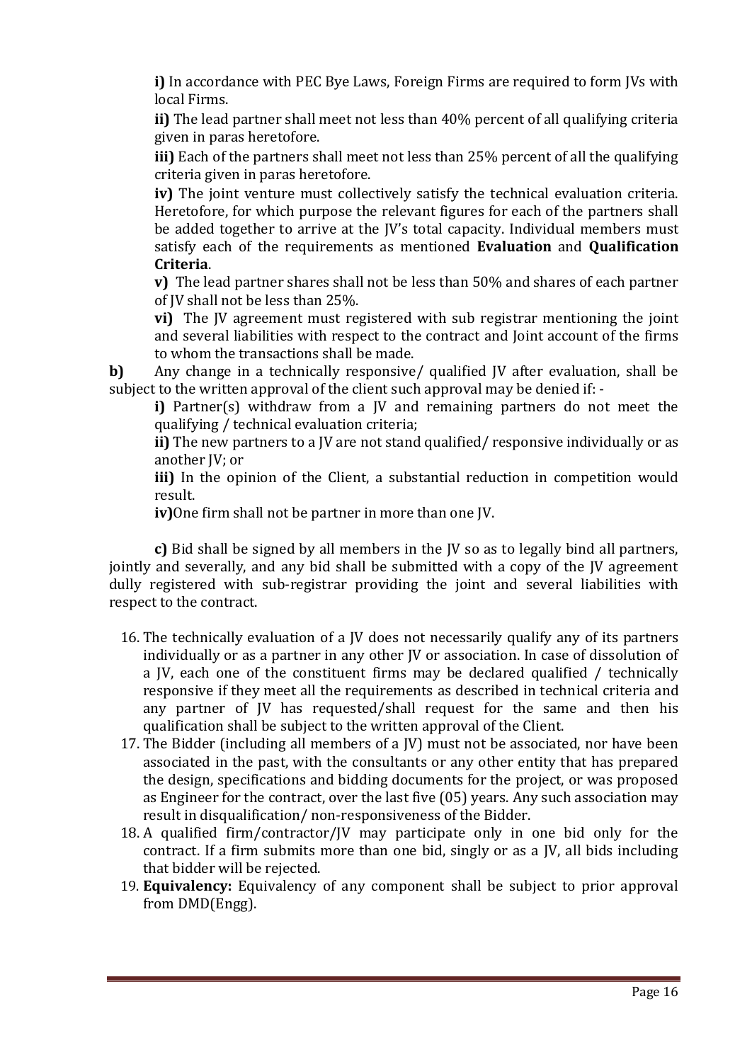**i)** In accordance with PEC Bye Laws, Foreign Firms are required to form JVs with local Firms.

**ii)** The lead partner shall meet not less than 40% percent of all qualifying criteria given in paras heretofore.

**iii)** Each of the partners shall meet not less than 25% percent of all the qualifying criteria given in paras heretofore.

**iv)** The joint venture must collectively satisfy the technical evaluation criteria. Heretofore, for which purpose the relevant figures for each of the partners shall be added together to arrive at the JV's total capacity. Individual members must satisfy each of the requirements as mentioned **Evaluation** and **Qualification Criteria**.

**v)** The lead partner shares shall not be less than 50% and shares of each partner of JV shall not be less than 25%.

**vi)** The JV agreement must registered with sub registrar mentioning the joint and several liabilities with respect to the contract and Joint account of the firms to whom the transactions shall be made.

**b)** Any change in a technically responsive/ qualified JV after evaluation, shall be subject to the written approval of the client such approval may be denied if: -

**i)** Partner(s) withdraw from a JV and remaining partners do not meet the qualifying / technical evaluation criteria;

**ii)** The new partners to a JV are not stand qualified/ responsive individually or as another JV; or

**iii)** In the opinion of the Client, a substantial reduction in competition would result.

**iv)**One firm shall not be partner in more than one JV.

**c)** Bid shall be signed by all members in the JV so as to legally bind all partners, jointly and severally, and any bid shall be submitted with a copy of the JV agreement dully registered with sub-registrar providing the joint and several liabilities with respect to the contract.

16. The technically evaluation of a JV does not necessarily qualify any of its partners individually or as a partner in any other JV or association. In case of dissolution of a JV, each one of the constituent firms may be declared qualified / technically responsive if they meet all the requirements as described in technical criteria and any partner of JV has requested/shall request for the same and then his qualification shall be subject to the written approval of the Client.
17. The Bidder (including all members of a JV) must not be associated, nor have been associated in the past, with the consultants or any other entity that has prepared the design, specifications and bidding documents for the project, or was proposed as Engineer for the contract, over the last five (05) years. Any such association may result in disqualification/ non-responsiveness of the Bidder.
18. A qualified firm/contractor/JV may participate only in one bid only for the contract. If a firm submits more than one bid, singly or as a JV, all bids including that bidder will be rejected.
19. **Equivalency:** Equivalency of any component shall be subject to prior approval from DMD(Engg).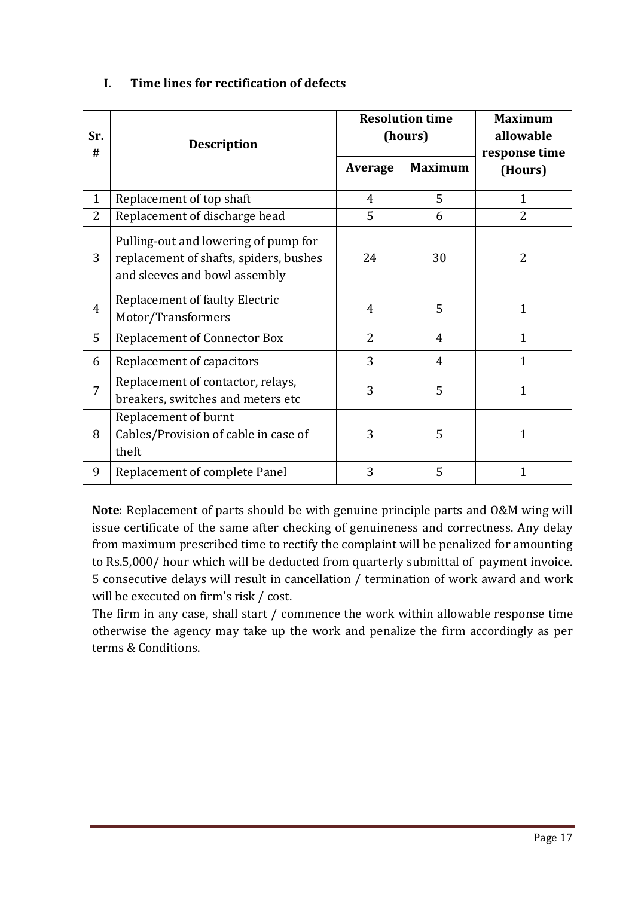## I. Time lines for rectification of defects

| Sr. # | Description | Resolution time (hours) | | Maximum allowable response time (Hours) |
|---|---|---|---|---|
| | | Average | Maximum | |
| 1 | Replacement of top shaft | 4 | 5 | 1 |
| 2 | Replacement of discharge head | 5 | 6 | 2 |
| 3 | Pulling-out and lowering of pump for replacement of shafts, spiders, bushes and sleeves and bowl assembly | 24 | 30 | 2 |
| 4 | Replacement of faulty Electric Motor/Transformers | 4 | 5 | 1 |
| 5 | Replacement of Connector Box | 2 | 4 | 1 |
| 6 | Replacement of capacitors | 3 | 4 | 1 |
| 7 | Replacement of contactor, relays, breakers, switches and meters etc | 3 | 5 | 1 |
| 8 | Replacement of burnt Cables/Provision of cable in case of theft | 3 | 5 | 1 |
| 9 | Replacement of complete Panel | 3 | 5 | 1 |

**Note**: Replacement of parts should be with genuine principle parts and O&M wing will issue certificate of the same after checking of genuineness and correctness. Any delay from maximum prescribed time to rectify the complaint will be penalized for amounting to Rs.5,000/ hour which will be deducted from quarterly submittal of payment invoice. 5 consecutive delays will result in cancellation / termination of work award and work will be executed on firm's risk / cost.

The firm in any case, shall start / commence the work within allowable response time otherwise the agency may take up the work and penalize the firm accordingly as per terms & Conditions.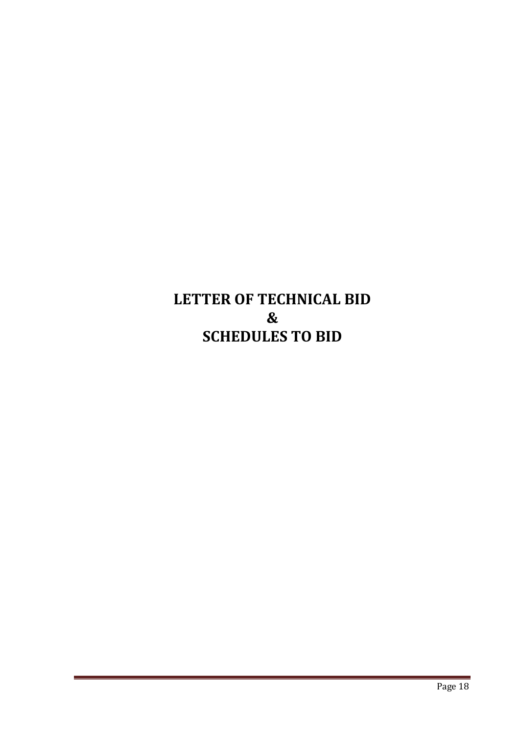# LETTER OF TECHNICAL BID
# &
# SCHEDULES TO BID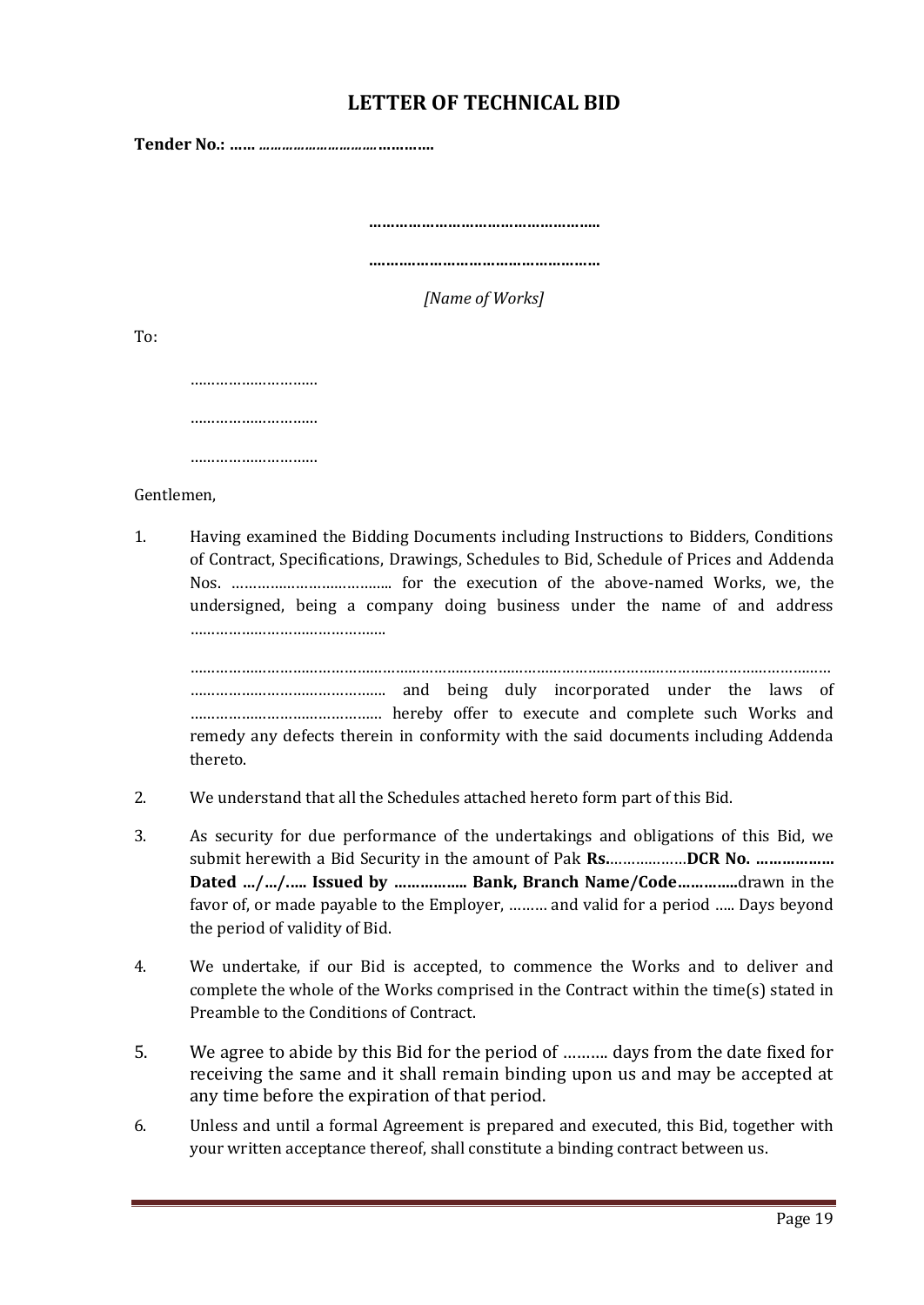# LETTER OF TECHNICAL BID

**Tender No.: …… ……………………………………**

**………………………………………………**

**………………………………………………**

*[Name of Works]*

To:

…………………………

…………………………

…………………………

Gentlemen,

1. Having examined the Bidding Documents including Instructions to Bidders, Conditions of Contract, Specifications, Drawings, Schedules to Bid, Schedule of Prices and Addenda Nos. ……………………………….. for the execution of the above-named Works, we, the undersigned, being a company doing business under the name of and address ………………………………………..

   ……………………………………………………………………………………………………………………………… ……………………………………….. and being duly incorporated under the laws of ……………………………………… hereby offer to execute and complete such Works and remedy any defects therein in conformity with the said documents including Addenda thereto.

2. We understand that all the Schedules attached hereto form part of this Bid.

3. As security for due performance of the undertakings and obligations of this Bid, we submit herewith a Bid Security in the amount of Pak **Rs.**………………**DCR No. ……………… Dated …/…/….. Issued by …………….. Bank, Branch Name/Code…………..**drawn in the favor of, or made payable to the Employer, ……… and valid for a period ….. Days beyond the period of validity of Bid.

4. We undertake, if our Bid is accepted, to commence the Works and to deliver and complete the whole of the Works comprised in the Contract within the time(s) stated in Preamble to the Conditions of Contract.

5. We agree to abide by this Bid for the period of ………. days from the date fixed for receiving the same and it shall remain binding upon us and may be accepted at any time before the expiration of that period.

6. Unless and until a formal Agreement is prepared and executed, this Bid, together with your written acceptance thereof, shall constitute a binding contract between us.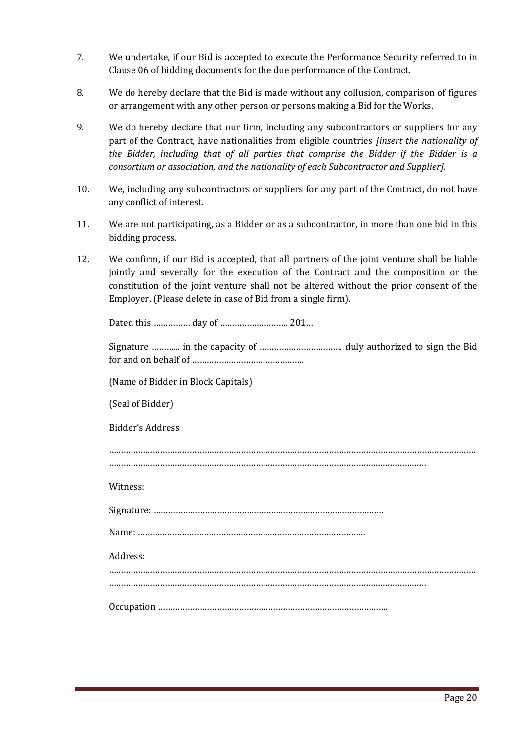7. We undertake, if our Bid is accepted to execute the Performance Security referred to in Clause 06 of bidding documents for the due performance of the Contract.

8. We do hereby declare that the Bid is made without any collusion, comparison of figures or arrangement with any other person or persons making a Bid for the Works.

9. We do hereby declare that our firm, including any subcontractors or suppliers for any part of the Contract, have nationalities from eligible countries *[insert the nationality of the Bidder, including that of all parties that comprise the Bidder if the Bidder is a consortium or association, and the nationality of each Subcontractor and Supplier]*.

10. We, including any subcontractors or suppliers for any part of the Contract, do not have any conflict of interest.

11. We are not participating, as a Bidder or as a subcontractor, in more than one bid in this bidding process.

12. We confirm, if our Bid is accepted, that all partners of the joint venture shall be liable jointly and severally for the execution of the Contract and the composition or the constitution of the joint venture shall not be altered without the prior consent of the Employer. (Please delete in case of Bid from a single firm).

Dated this …………… day of ……………………….. 201…

Signature ……….. in the capacity of ……………………………. duly authorized to sign the Bid for and on behalf of ……………………………………….

(Name of Bidder in Block Capitals)

(Seal of Bidder)

Bidder's Address

………………………………………………………………………………………………………………………………
……………………………………………………………………………………………………………

Witness:

Signature: ……………………………………………………………………………………

Name: ………………………………………………………………………………….

Address:

………………………………………………………………………………………………………………………………
……………………………………………………………………………………………………………

Occupation …………………………………………………………………………………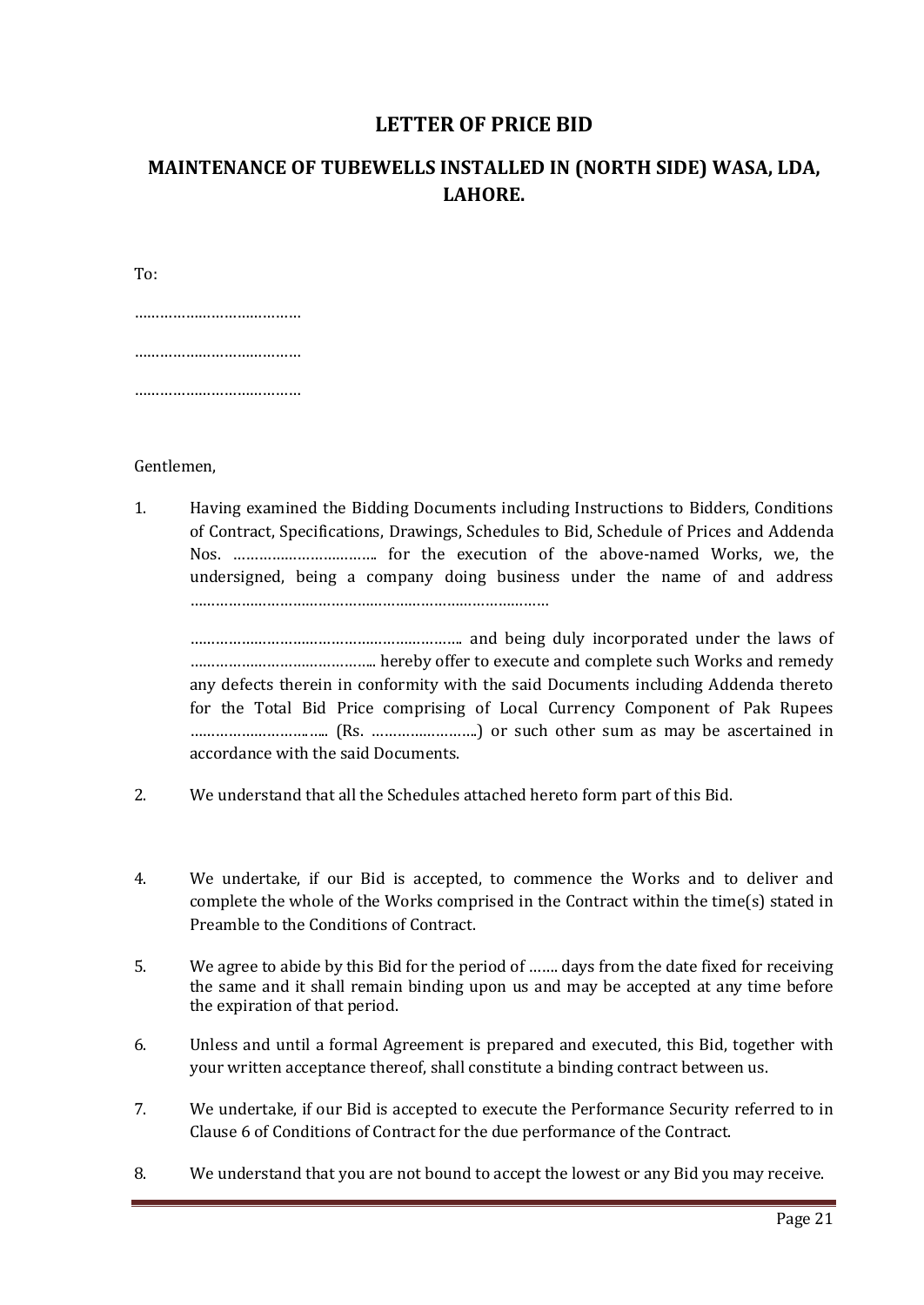# LETTER OF PRICE BID

## MAINTENANCE OF TUBEWELLS INSTALLED IN (NORTH SIDE) WASA, LDA, LAHORE.

To:

…………………………………

…………………………………

…………………………………

Gentlemen,

1. Having examined the Bidding Documents including Instructions to Bidders, Conditions of Contract, Specifications, Drawings, Schedules to Bid, Schedule of Prices and Addenda Nos. …………………………… for the execution of the above-named Works, we, the undersigned, being a company doing business under the name of and address ………………………………………………………………………

   ……………………………………………………… and being duly incorporated under the laws of ……………………………………... hereby offer to execute and complete such Works and remedy any defects therein in conformity with the said Documents including Addenda thereto for the Total Bid Price comprising of Local Currency Component of Pak Rupees ………………………….. (Rs. ……………………..) or such other sum as may be ascertained in accordance with the said Documents.

2. We understand that all the Schedules attached hereto form part of this Bid.

4. We undertake, if our Bid is accepted, to commence the Works and to deliver and complete the whole of the Works comprised in the Contract within the time(s) stated in Preamble to the Conditions of Contract.

5. We agree to abide by this Bid for the period of ……. days from the date fixed for receiving the same and it shall remain binding upon us and may be accepted at any time before the expiration of that period.

6. Unless and until a formal Agreement is prepared and executed, this Bid, together with your written acceptance thereof, shall constitute a binding contract between us.

7. We undertake, if our Bid is accepted to execute the Performance Security referred to in Clause 6 of Conditions of Contract for the due performance of the Contract.

8. We understand that you are not bound to accept the lowest or any Bid you may receive.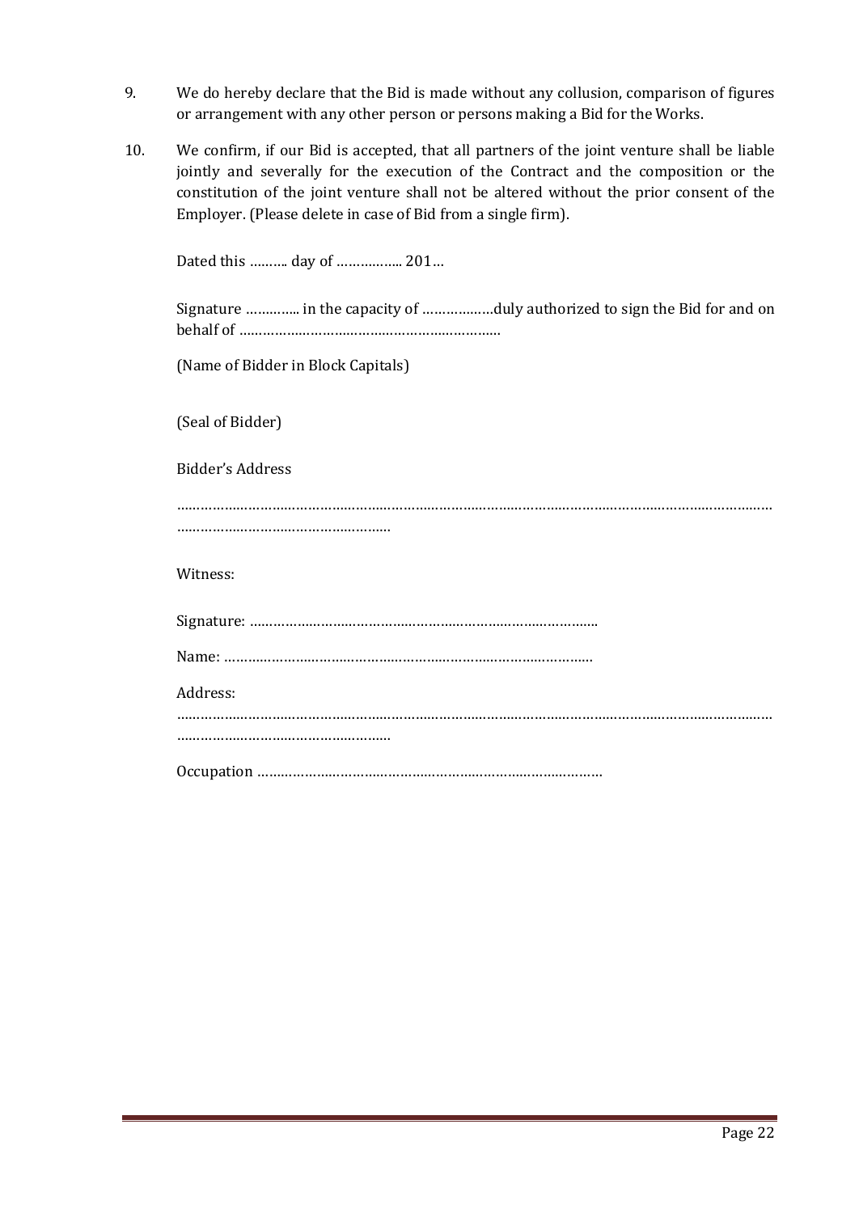9. We do hereby declare that the Bid is made without any collusion, comparison of figures or arrangement with any other person or persons making a Bid for the Works.

10. We confirm, if our Bid is accepted, that all partners of the joint venture shall be liable jointly and severally for the execution of the Contract and the composition or the constitution of the joint venture shall not be altered without the prior consent of the Employer. (Please delete in case of Bid from a single firm).

Dated this ………. day of …………….. 201…

Signature …………. in the capacity of ………………duly authorized to sign the Bid for and on behalf of …………………………………………………………

(Name of Bidder in Block Capitals)

(Seal of Bidder)

Bidder's Address

……………………………………………………………………………………………………………………………………
………………………………………………

Witness:

Signature: ……………………………………………………………………………….

Name: ………………………………………………………………………………….

Address:
……………………………………………………………………………………………………………………………………
………………………………………………

Occupation ……………………………………………………………………………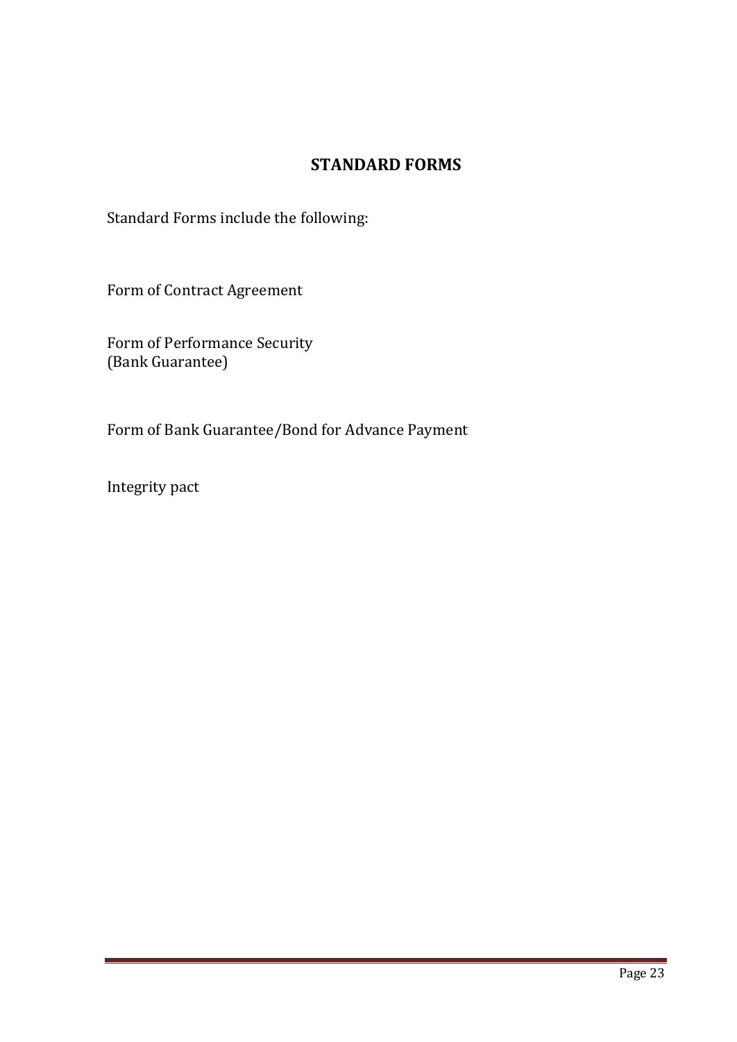## STANDARD FORMS

Standard Forms include the following:

Form of Contract Agreement

Form of Performance Security
(Bank Guarantee)

Form of Bank Guarantee/Bond for Advance Payment

Integrity pact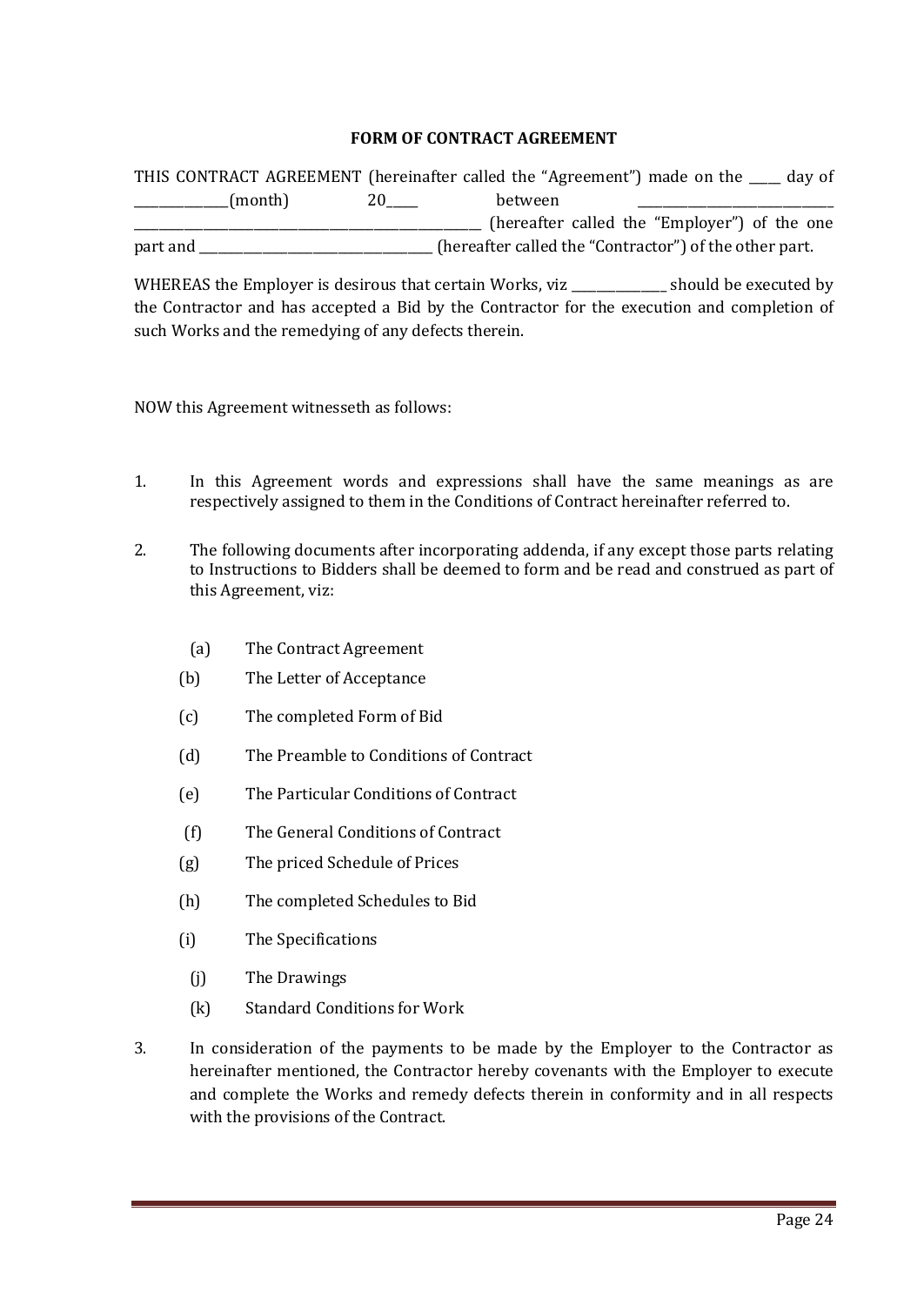# FORM OF CONTRACT AGREEMENT

THIS CONTRACT AGREEMENT (hereinafter called the "Agreement") made on the ____ day of ______________(month) 20____ between ____________________________ ______________________________________________ (hereafter called the "Employer") of the one part and ________________________________ (hereafter called the "Contractor") of the other part.

WHEREAS the Employer is desirous that certain Works, viz ______________ should be executed by the Contractor and has accepted a Bid by the Contractor for the execution and completion of such Works and the remedying of any defects therein.

NOW this Agreement witnesseth as follows:

1. In this Agreement words and expressions shall have the same meanings as are respectively assigned to them in the Conditions of Contract hereinafter referred to.

2. The following documents after incorporating addenda, if any except those parts relating to Instructions to Bidders shall be deemed to form and be read and construed as part of this Agreement, viz:

   (a) The Contract Agreement

   (b) The Letter of Acceptance

   (c) The completed Form of Bid

   (d) The Preamble to Conditions of Contract

   (e) The Particular Conditions of Contract

   (f) The General Conditions of Contract

   (g) The priced Schedule of Prices

   (h) The completed Schedules to Bid

   (i) The Specifications

   (j) The Drawings

   (k) Standard Conditions for Work

3. In consideration of the payments to be made by the Employer to the Contractor as hereinafter mentioned, the Contractor hereby covenants with the Employer to execute and complete the Works and remedy defects therein in conformity and in all respects with the provisions of the Contract.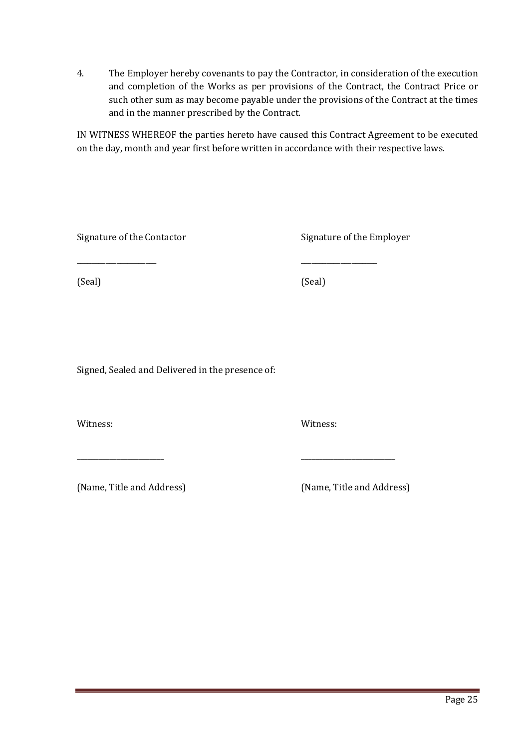4. The Employer hereby covenants to pay the Contractor, in consideration of the execution and completion of the Works as per provisions of the Contract, the Contract Price or such other sum as may become payable under the provisions of the Contract at the times and in the manner prescribed by the Contract.

IN WITNESS WHEREOF the parties hereto have caused this Contract Agreement to be executed on the day, month and year first before written in accordance with their respective laws.

| Signature of the Contactor | Signature of the Employer |
|---|---|
| ____________________ | ____________________ |
| (Seal) | (Seal) |

Signed, Sealed and Delivered in the presence of:

| Witness: | Witness: |
|---|---|
| ______________________ | ______________________ |
| (Name, Title and Address) | (Name, Title and Address) |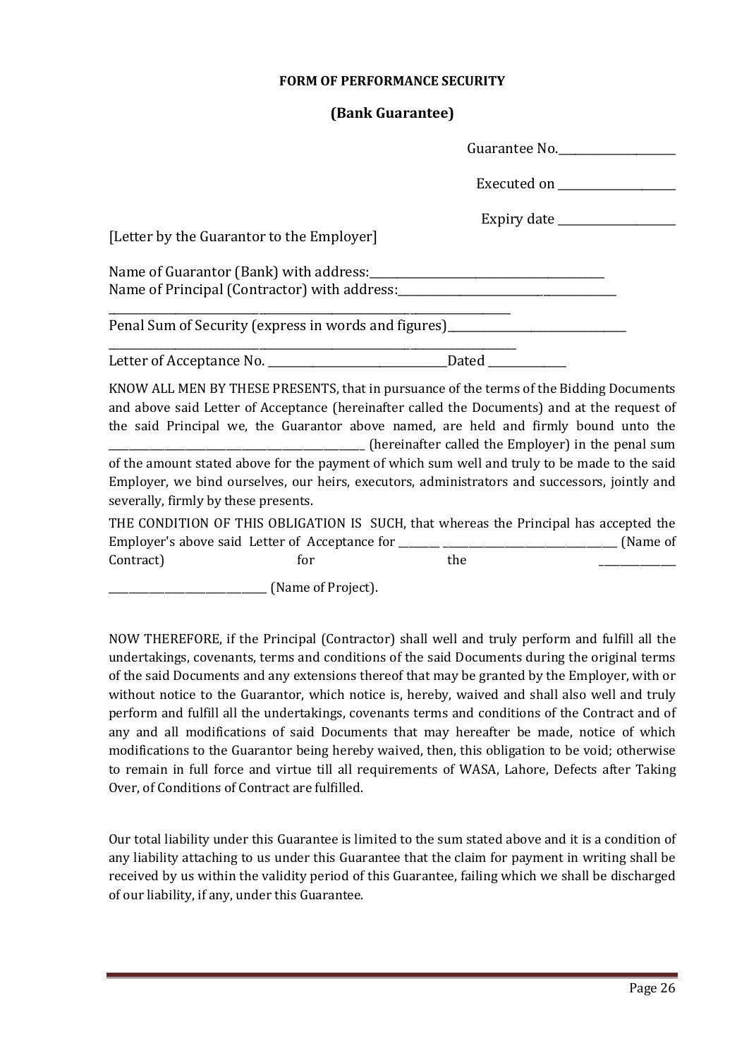**FORM OF PERFORMANCE SECURITY**

**(Bank Guarantee)**

Guarantee No.____________________

Executed on ____________________

Expiry date ____________________

[Letter by the Guarantor to the Employer]

Name of Guarantor (Bank) with address:_________________________________________

Name of Principal (Contractor) with address:______________________________________

__________________________________________________________________________

Penal Sum of Security (express in words and figures)______________________________

__________________________________________________________________________

Letter of Acceptance No. _______________________________Dated _____________

KNOW ALL MEN BY THESE PRESENTS, that in pursuance of the terms of the Bidding Documents and above said Letter of Acceptance (hereinafter called the Documents) and at the request of the said Principal we, the Guarantor above named, are held and firmly bound unto the _______________________________________________ (hereinafter called the Employer) in the penal sum of the amount stated above for the payment of which sum well and truly to be made to the said Employer, we bind ourselves, our heirs, executors, administrators and successors, jointly and severally, firmly by these presents.

THE CONDITION OF THIS OBLIGATION IS SUCH, that whereas the Principal has accepted the Employer's above said Letter of Acceptance for _______ ________________________________ (Name of Contract) for the ______________ _____________________________ (Name of Project).

NOW THEREFORE, if the Principal (Contractor) shall well and truly perform and fulfill all the undertakings, covenants, terms and conditions of the said Documents during the original terms of the said Documents and any extensions thereof that may be granted by the Employer, with or without notice to the Guarantor, which notice is, hereby, waived and shall also well and truly perform and fulfill all the undertakings, covenants terms and conditions of the Contract and of any and all modifications of said Documents that may hereafter be made, notice of which modifications to the Guarantor being hereby waived, then, this obligation to be void; otherwise to remain in full force and virtue till all requirements of WASA, Lahore, Defects after Taking Over, of Conditions of Contract are fulfilled.

Our total liability under this Guarantee is limited to the sum stated above and it is a condition of any liability attaching to us under this Guarantee that the claim for payment in writing shall be received by us within the validity period of this Guarantee, failing which we shall be discharged of our liability, if any, under this Guarantee.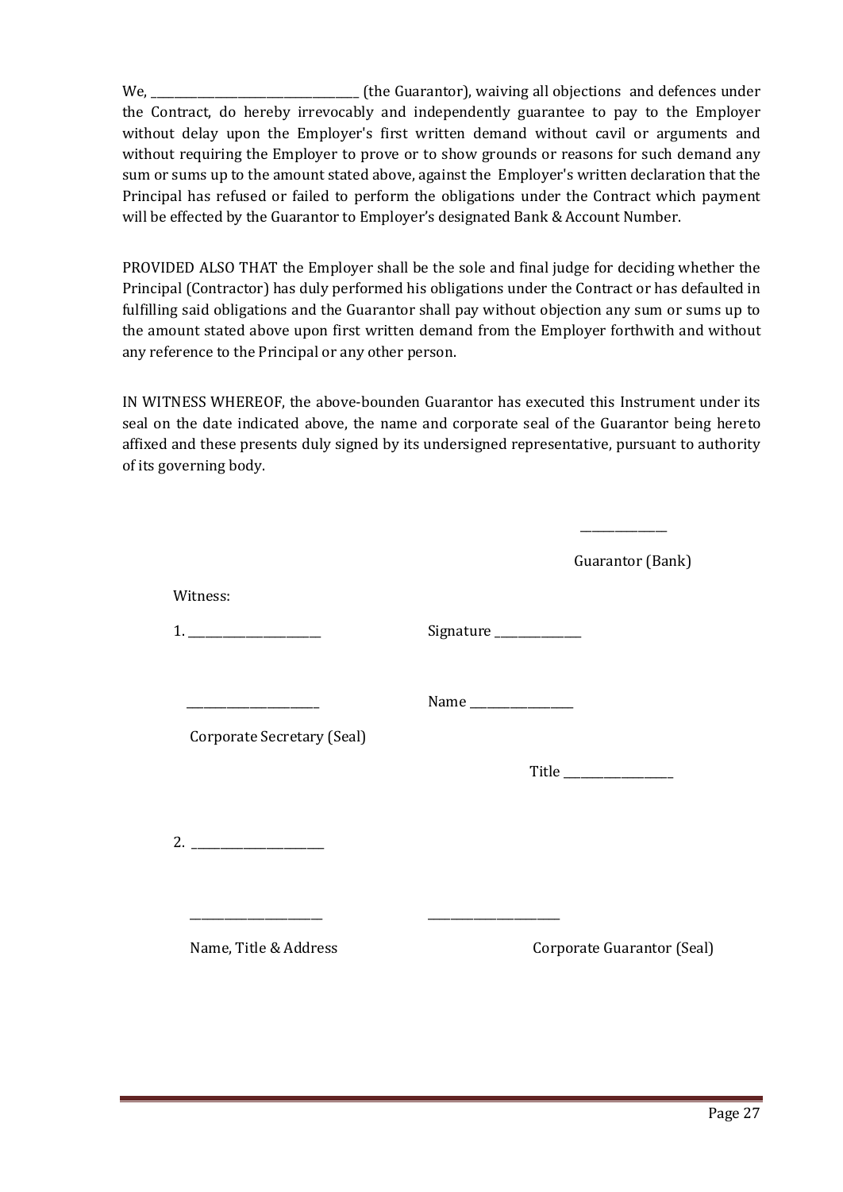We, \_\_\_\_\_\_\_\_\_\_\_\_\_\_\_\_\_\_\_\_\_\_\_\_\_\_\_\_\_\_\_\_\_\_ (the Guarantor), waiving all objections and defences under the Contract, do hereby irrevocably and independently guarantee to pay to the Employer without delay upon the Employer's first written demand without cavil or arguments and without requiring the Employer to prove or to show grounds or reasons for such demand any sum or sums up to the amount stated above, against the Employer's written declaration that the Principal has refused or failed to perform the obligations under the Contract which payment will be effected by the Guarantor to Employer's designated Bank & Account Number.

PROVIDED ALSO THAT the Employer shall be the sole and final judge for deciding whether the Principal (Contractor) has duly performed his obligations under the Contract or has defaulted in fulfilling said obligations and the Guarantor shall pay without objection any sum or sums up to the amount stated above upon first written demand from the Employer forthwith and without any reference to the Principal or any other person.

IN WITNESS WHEREOF, the above-bounden Guarantor has executed this Instrument under its seal on the date indicated above, the name and corporate seal of the Guarantor being hereto affixed and these presents duly signed by its undersigned representative, pursuant to authority of its governing body.

\_\_\_\_\_\_\_\_\_\_\_\_\_\_

Guarantor (Bank)

Witness:

1. \_\_\_\_\_\_\_\_\_\_\_\_\_\_\_\_\_\_\_\_\_\_ Signature \_\_\_\_\_\_\_\_\_\_\_\_\_\_

\_\_\_\_\_\_\_\_\_\_\_\_\_\_\_\_\_\_\_\_\_\_ Name \_\_\_\_\_\_\_\_\_\_\_\_\_\_\_\_\_

Corporate Secretary (Seal)

Title \_\_\_\_\_\_\_\_\_\_\_\_\_\_\_\_\_\_

2. \_\_\_\_\_\_\_\_\_\_\_\_\_\_\_\_\_\_\_\_\_\_

\_\_\_\_\_\_\_\_\_\_\_\_\_\_\_\_\_\_\_\_\_\_ \_\_\_\_\_\_\_\_\_\_\_\_\_\_\_\_\_\_\_\_\_\_

Name, Title & Address Corporate Guarantor (Seal)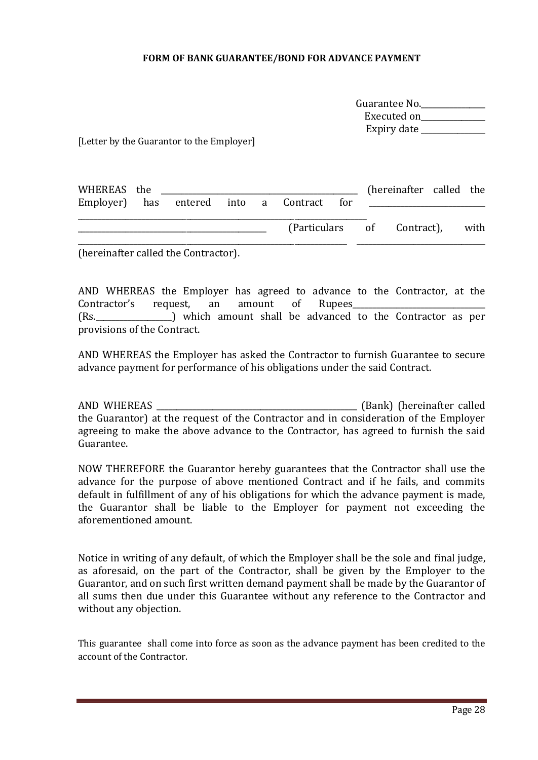**FORM OF BANK GUARANTEE/BOND FOR ADVANCE PAYMENT**

Guarantee No.______________
Executed on______________
Expiry date ______________

[Letter by the Guarantor to the Employer]

WHEREAS the ____________________________________________ (hereinafter called the Employer) has entered into a Contract for __________________________ ______________________________________________________________________ ______________________________________________ (Particulars of Contract), with ______________________________________________________________ ______________________________ (hereinafter called the Contractor).

AND WHEREAS the Employer has agreed to advance to the Contractor, at the Contractor's request, an amount of Rupees______________________________ (Rs.__________________) which amount shall be advanced to the Contractor as per provisions of the Contract.

AND WHEREAS the Employer has asked the Contractor to furnish Guarantee to secure advance payment for performance of his obligations under the said Contract.

AND WHEREAS _______________________________________________ (Bank) (hereinafter called the Guarantor) at the request of the Contractor and in consideration of the Employer agreeing to make the above advance to the Contractor, has agreed to furnish the said Guarantee.

NOW THEREFORE the Guarantor hereby guarantees that the Contractor shall use the advance for the purpose of above mentioned Contract and if he fails, and commits default in fulfillment of any of his obligations for which the advance payment is made, the Guarantor shall be liable to the Employer for payment not exceeding the aforementioned amount.

Notice in writing of any default, of which the Employer shall be the sole and final judge, as aforesaid, on the part of the Contractor, shall be given by the Employer to the Guarantor, and on such first written demand payment shall be made by the Guarantor of all sums then due under this Guarantee without any reference to the Contractor and without any objection.

This guarantee shall come into force as soon as the advance payment has been credited to the account of the Contractor.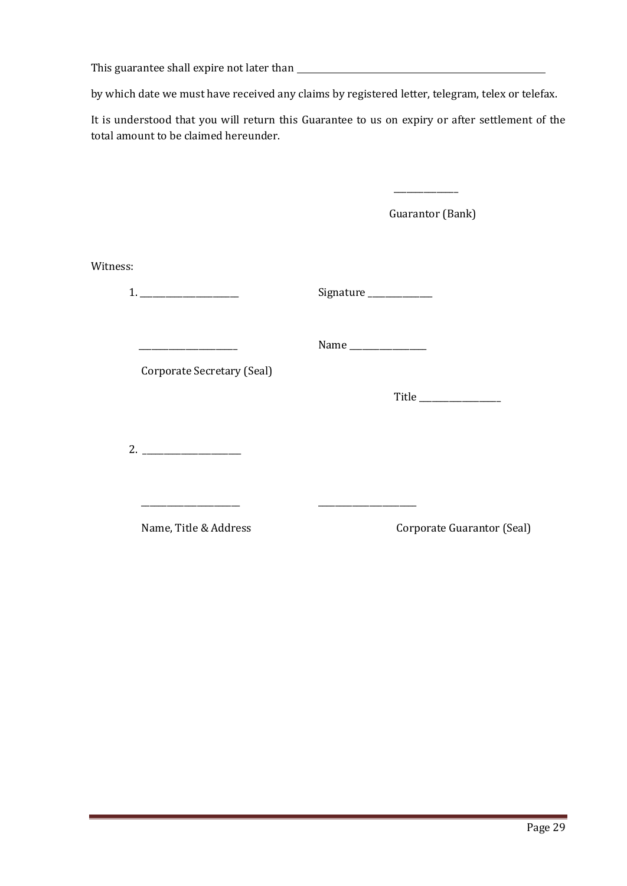This guarantee shall expire not later than ____________________________________________

by which date we must have received any claims by registered letter, telegram, telex or telefax.

It is understood that you will return this Guarantee to us on expiry or after settlement of the total amount to be claimed hereunder.

_____________

Guarantor (Bank)

Witness:

1. ____________________  Signature _____________

____________________  Name ________________

Corporate Secretary (Seal)

Title ________________

2. ____________________

____________________  ____________________

Name, Title & Address  Corporate Guarantor (Seal)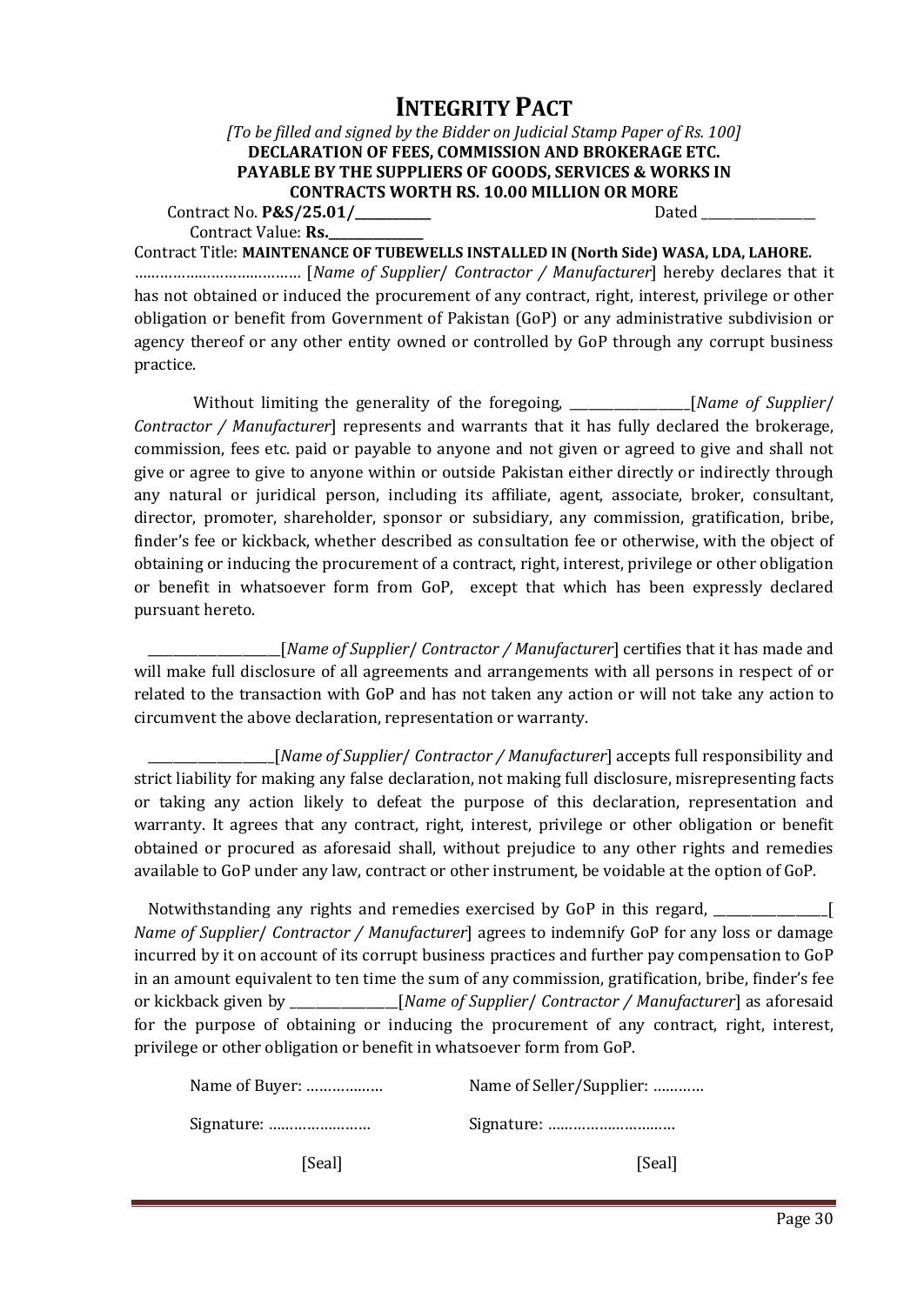# INTEGRITY PACT

*[To be filled and signed by the Bidder on Judicial Stamp Paper of Rs. 100]*

**DECLARATION OF FEES, COMMISSION AND BROKERAGE ETC. PAYABLE BY THE SUPPLIERS OF GOODS, SERVICES & WORKS IN CONTRACTS WORTH RS. 10.00 MILLION OR MORE**

Contract No. **P&S/25.01/\_\_\_\_\_\_\_\_\_\_\_\_** Dated \_\_\_\_\_\_\_\_\_\_\_\_\_\_\_\_\_\_

Contract Value: **Rs.\_\_\_\_\_\_\_\_\_\_\_\_\_\_\_**

Contract Title: **MAINTENANCE OF TUBEWELLS INSTALLED IN (North Side) WASA, LDA, LAHORE.**

………………………………… [*Name of Supplier*/ *Contractor / Manufacturer*] hereby declares that it has not obtained or induced the procurement of any contract, right, interest, privilege or other obligation or benefit from Government of Pakistan (GoP) or any administrative subdivision or agency thereof or any other entity owned or controlled by GoP through any corrupt business practice.

Without limiting the generality of the foregoing, \_\_\_\_\_\_\_\_\_\_\_\_\_\_\_\_\_\_\_[*Name of Supplier*/ *Contractor / Manufacturer*] represents and warrants that it has fully declared the brokerage, commission, fees etc. paid or payable to anyone and not given or agreed to give and shall not give or agree to give to anyone within or outside Pakistan either directly or indirectly through any natural or juridical person, including its affiliate, agent, associate, broker, consultant, director, promoter, shareholder, sponsor or subsidiary, any commission, gratification, bribe, finder's fee or kickback, whether described as consultation fee or otherwise, with the object of obtaining or inducing the procurement of a contract, right, interest, privilege or other obligation or benefit in whatsoever form from GoP, except that which has been expressly declared pursuant hereto.

\_\_\_\_\_\_\_\_\_\_\_\_\_\_\_\_\_\_\_\_[*Name of Supplier*/ *Contractor / Manufacturer*] certifies that it has made and will make full disclosure of all agreements and arrangements with all persons in respect of or related to the transaction with GoP and has not taken any action or will not take any action to circumvent the above declaration, representation or warranty.

\_\_\_\_\_\_\_\_\_\_\_\_\_\_\_\_\_\_\_[*Name of Supplier*/ *Contractor / Manufacturer*] accepts full responsibility and strict liability for making any false declaration, not making full disclosure, misrepresenting facts or taking any action likely to defeat the purpose of this declaration, representation and warranty. It agrees that any contract, right, interest, privilege or other obligation or benefit obtained or procured as aforesaid shall, without prejudice to any other rights and remedies available to GoP under any law, contract or other instrument, be voidable at the option of GoP.

Notwithstanding any rights and remedies exercised by GoP in this regard, \_\_\_\_\_\_\_\_\_\_\_\_\_\_\_\_\_[*Name of Supplier*/ *Contractor / Manufacturer*] agrees to indemnify GoP for any loss or damage incurred by it on account of its corrupt business practices and further pay compensation to GoP in an amount equivalent to ten time the sum of any commission, gratification, bribe, finder's fee or kickback given by \_\_\_\_\_\_\_\_\_\_\_\_\_\_\_\_\_[*Name of Supplier*/ *Contractor / Manufacturer*] as aforesaid for the purpose of obtaining or inducing the procurement of any contract, right, interest, privilege or other obligation or benefit in whatsoever form from GoP.

| | |
|---|---|
| Name of Buyer: ……………… | Name of Seller/Supplier: ………… |
| Signature: …………………… | Signature: ………………………… |
| [Seal] | [Seal] |